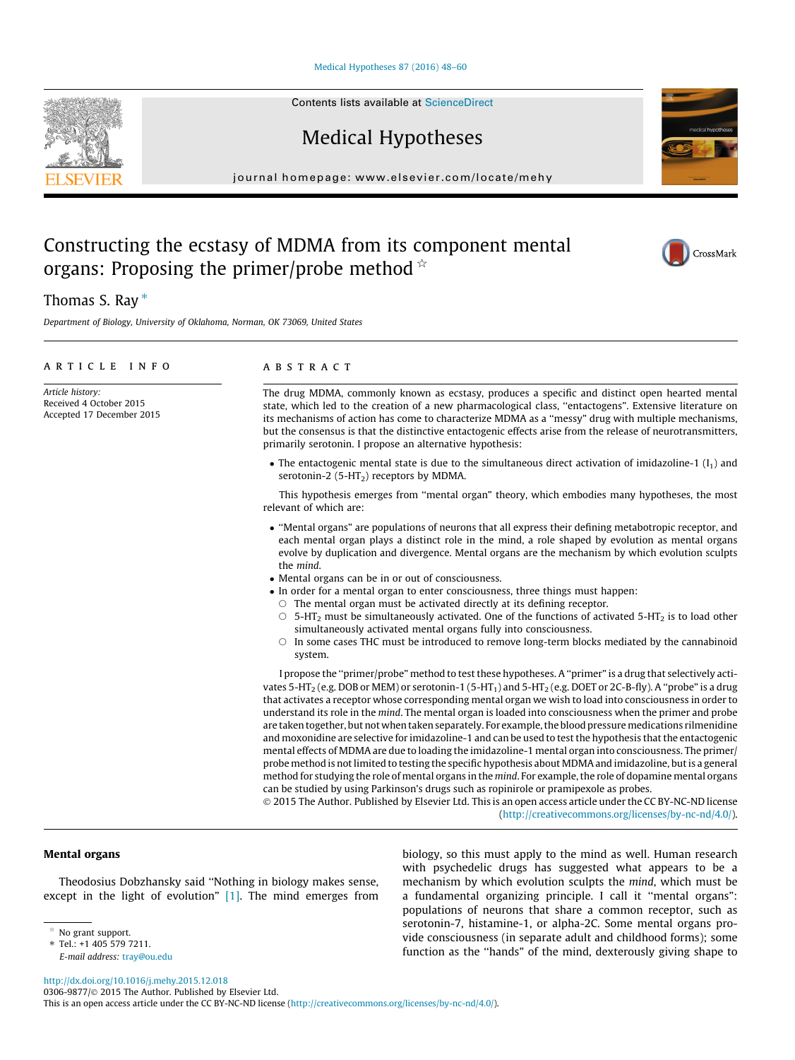# Constructing the ecstasy of MDMA from its component mental organs: Proposing the primer/probe method ☆

Thomas S. Ray *

*Department of Biology, University of Oklahoma, Norman, OK 73069, United States*

## ARTICLE INFO

*Article history:*
Received 4 October 2015
Accepted 17 December 2015

## ABSTRACT

The drug MDMA, commonly known as ecstasy, produces a specific and distinct open hearted mental state, which led to the creation of a new pharmacological class, "entactogens". Extensive literature on its mechanisms of action has come to characterize MDMA as a "messy" drug with multiple mechanisms, but the consensus is that the distinctive entactogenic effects arise from the release of neurotransmitters, primarily serotonin. I propose an alternative hypothesis:

- The entactogenic mental state is due to the simultaneous direct activation of imidazoline-1 ($I_1$) and serotonin-2 (5-$HT_2$) receptors by MDMA.

This hypothesis emerges from "mental organ" theory, which embodies many hypotheses, the most relevant of which are:

- "Mental organs" are populations of neurons that all express their defining metabotropic receptor, and each mental organ plays a distinct role in the mind, a role shaped by evolution as mental organs evolve by duplication and divergence. Mental organs are the mechanism by which evolution sculpts the *mind*.
- Mental organs can be in or out of consciousness.
- In order for a mental organ to enter consciousness, three things must happen:
  - The mental organ must be activated directly at its defining receptor.
  - 5-$HT_2$ must be simultaneously activated. One of the functions of activated 5-$HT_2$ is to load other simultaneously activated mental organs fully into consciousness.
  - In some cases THC must be introduced to remove long-term blocks mediated by the cannabinoid system.

I propose the "primer/probe" method to test these hypotheses. A "primer" is a drug that selectively activates 5-$HT_2$ (e.g. DOB or MEM) or serotonin-1 (5-$HT_1$) and 5-$HT_2$ (e.g. DOET or 2C-B-fly). A "probe" is a drug that activates a receptor whose corresponding mental organ we wish to load into consciousness in order to understand its role in the *mind*. The mental organ is loaded into consciousness when the primer and probe are taken together, but not when taken separately. For example, the blood pressure medications rilmenidine and moxonidine are selective for imidazoline-1 and can be used to test the hypothesis that the entactogenic mental effects of MDMA are due to loading the imidazoline-1 mental organ into consciousness. The primer/probe method is not limited to testing the specific hypothesis about MDMA and imidazoline, but is a general method for studying the role of mental organs in the *mind*. For example, the role of dopamine mental organs can be studied by using Parkinson's drugs such as ropinirole or pramipexole as probes.

© 2015 The Author. Published by Elsevier Ltd. This is an open access article under the CC BY-NC-ND license (http://creativecommons.org/licenses/by-nc-nd/4.0/).

## Mental organs

Theodosius Dobzhansky said "Nothing in biology makes sense, except in the light of evolution" [1]. The mind emerges from biology, so this must apply to the mind as well. Human research with psychedelic drugs has suggested what appears to be a mechanism by which evolution sculpts the *mind*, which must be a fundamental organizing principle. I call it "mental organs": populations of neurons that share a common receptor, such as serotonin-7, histamine-1, or alpha-2C. Some mental organs provide consciousness (in separate adult and childhood forms); some function as the "hands" of the mind, dexterously giving shape to

☆ No grant support.
* Tel.: +1 405 579 7211.
*E-mail address:* tray@ou.edu

http://dx.doi.org/10.1016/j.mehy.2015.12.018
0306-9877/© 2015 The Author. Published by Elsevier Ltd.
This is an open access article under the CC BY-NC-ND license (http://creativecommons.org/licenses/by-nc-nd/4.0/).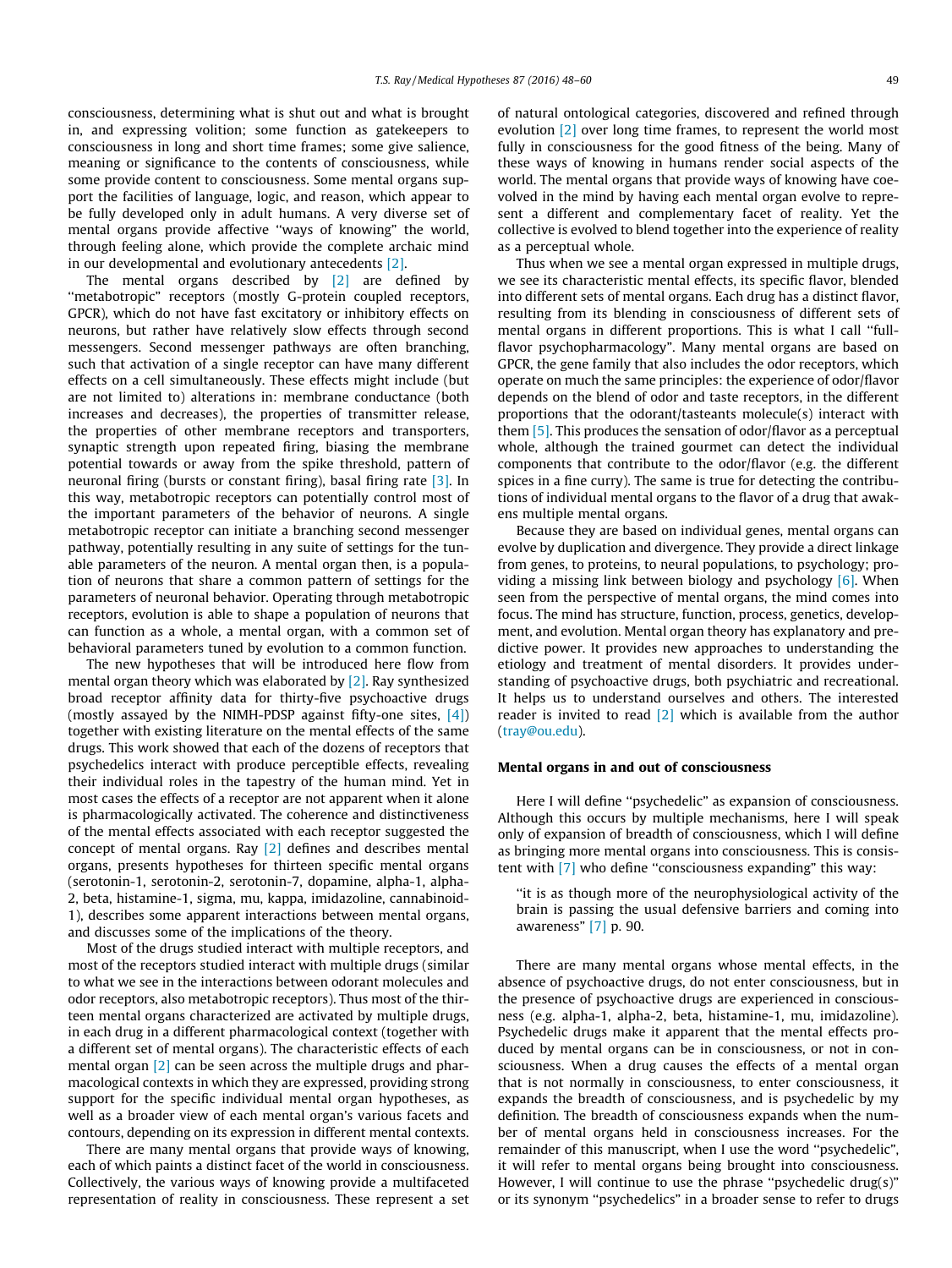consciousness, determining what is shut out and what is brought in, and expressing volition; some function as gatekeepers to consciousness in long and short time frames; some give salience, meaning or significance to the contents of consciousness, while some provide content to consciousness. Some mental organs support the facilities of language, logic, and reason, which appear to be fully developed only in adult humans. A very diverse set of mental organs provide affective "ways of knowing" the world, through feeling alone, which provide the complete archaic mind in our developmental and evolutionary antecedents [2].

The mental organs described by [2] are defined by "metabotropic" receptors (mostly G-protein coupled receptors, GPCR), which do not have fast excitatory or inhibitory effects on neurons, but rather have relatively slow effects through second messengers. Second messenger pathways are often branching, such that activation of a single receptor can have many different effects on a cell simultaneously. These effects might include (but are not limited to) alterations in: membrane conductance (both increases and decreases), the properties of transmitter release, the properties of other membrane receptors and transporters, synaptic strength upon repeated firing, biasing the membrane potential towards or away from the spike threshold, pattern of neuronal firing (bursts or constant firing), basal firing rate [3]. In this way, metabotropic receptors can potentially control most of the important parameters of the behavior of neurons. A single metabotropic receptor can initiate a branching second messenger pathway, potentially resulting in any suite of settings for the tunable parameters of the neuron. A mental organ then, is a population of neurons that share a common pattern of settings for the parameters of neuronal behavior. Operating through metabotropic receptors, evolution is able to shape a population of neurons that can function as a whole, a mental organ, with a common set of behavioral parameters tuned by evolution to a common function.

The new hypotheses that will be introduced here flow from mental organ theory which was elaborated by [2]. Ray synthesized broad receptor affinity data for thirty-five psychoactive drugs (mostly assayed by the NIMH-PDSP against fifty-one sites, [4]) together with existing literature on the mental effects of the same drugs. This work showed that each of the dozens of receptors that psychedelics interact with produce perceptible effects, revealing their individual roles in the tapestry of the human mind. Yet in most cases the effects of a receptor are not apparent when it alone is pharmacologically activated. The coherence and distinctiveness of the mental effects associated with each receptor suggested the concept of mental organs. Ray [2] defines and describes mental organs, presents hypotheses for thirteen specific mental organs (serotonin-1, serotonin-2, serotonin-7, dopamine, alpha-1, alpha-2, beta, histamine-1, sigma, mu, kappa, imidazoline, cannabinoid-1), describes some apparent interactions between mental organs, and discusses some of the implications of the theory.

Most of the drugs studied interact with multiple receptors, and most of the receptors studied interact with multiple drugs (similar to what we see in the interactions between odorant molecules and odor receptors, also metabotropic receptors). Thus most of the thirteen mental organs characterized are activated by multiple drugs, in each drug in a different pharmacological context (together with a different set of mental organs). The characteristic effects of each mental organ [2] can be seen across the multiple drugs and pharmacological contexts in which they are expressed, providing strong support for the specific individual mental organ hypotheses, as well as a broader view of each mental organ's various facets and contours, depending on its expression in different mental contexts.

There are many mental organs that provide ways of knowing, each of which paints a distinct facet of the world in consciousness. Collectively, the various ways of knowing provide a multifaceted representation of reality in consciousness. These represent a set of natural ontological categories, discovered and refined through evolution [2] over long time frames, to represent the world most fully in consciousness for the good fitness of the being. Many of these ways of knowing in humans render social aspects of the world. The mental organs that provide ways of knowing have coevolved in the mind by having each mental organ evolve to represent a different and complementary facet of reality. Yet the collective is evolved to blend together into the experience of reality as a perceptual whole.

Thus when we see a mental organ expressed in multiple drugs, we see its characteristic mental effects, its specific flavor, blended into different sets of mental organs. Each drug has a distinct flavor, resulting from its blending in consciousness of different sets of mental organs in different proportions. This is what I call "full-flavor psychopharmacology". Many mental organs are based on GPCR, the gene family that also includes the odor receptors, which operate on much the same principles: the experience of odor/flavor depends on the blend of odor and taste receptors, in the different proportions that the odorant/tasteants molecule(s) interact with them [5]. This produces the sensation of odor/flavor as a perceptual whole, although the trained gourmet can detect the individual components that contribute to the odor/flavor (e.g. the different spices in a fine curry). The same is true for detecting the contributions of individual mental organs to the flavor of a drug that awakens multiple mental organs.

Because they are based on individual genes, mental organs can evolve by duplication and divergence. They provide a direct linkage from genes, to proteins, to neural populations, to psychology; providing a missing link between biology and psychology [6]. When seen from the perspective of mental organs, the mind comes into focus. The mind has structure, function, process, genetics, development, and evolution. Mental organ theory has explanatory and predictive power. It provides new approaches to understanding the etiology and treatment of mental disorders. It provides understanding of psychoactive drugs, both psychiatric and recreational. It helps us to understand ourselves and others. The interested reader is invited to read [2] which is available from the author (tray@ou.edu).

## Mental organs in and out of consciousness

Here I will define "psychedelic" as expansion of consciousness. Although this occurs by multiple mechanisms, here I will speak only of expansion of breadth of consciousness, which I will define as bringing more mental organs into consciousness. This is consistent with [7] who define "consciousness expanding" this way:

> "it is as though more of the neurophysiological activity of the brain is passing the usual defensive barriers and coming into awareness" [7] p. 90.

There are many mental organs whose mental effects, in the absence of psychoactive drugs, do not enter consciousness, but in the presence of psychoactive drugs are experienced in consciousness (e.g. alpha-1, alpha-2, beta, histamine-1, mu, imidazoline). Psychedelic drugs make it apparent that the mental effects produced by mental organs can be in consciousness, or not in consciousness. When a drug causes the effects of a mental organ that is not normally in consciousness, to enter consciousness, it expands the breadth of consciousness, and is psychedelic by my definition. The breadth of consciousness expands when the number of mental organs held in consciousness increases. For the remainder of this manuscript, when I use the word "psychedelic", it will refer to mental organs being brought into consciousness. However, I will continue to use the phrase "psychedelic drug(s)" or its synonym "psychedelics" in a broader sense to refer to drugs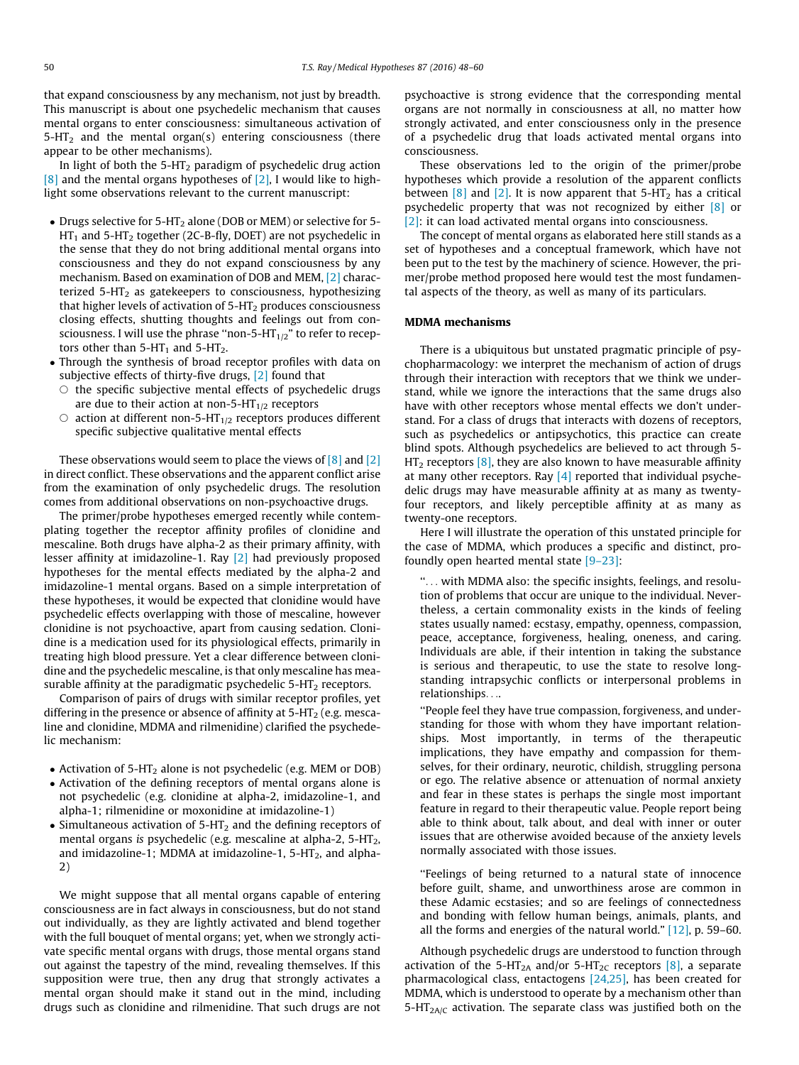that expand consciousness by any mechanism, not just by breadth. This manuscript is about one psychedelic mechanism that causes mental organs to enter consciousness: simultaneous activation of 5-$HT_2$ and the mental organ(s) entering consciousness (there appear to be other mechanisms).

In light of both the 5-$HT_2$ paradigm of psychedelic drug action [8] and the mental organs hypotheses of [2], I would like to highlight some observations relevant to the current manuscript:

- Drugs selective for 5-$HT_2$ alone (DOB or MEM) or selective for 5-$HT_1$ and 5-$HT_2$ together (2C-B-fly, DOET) are not psychedelic in the sense that they do not bring additional mental organs into consciousness and they do not expand consciousness by any mechanism. Based on examination of DOB and MEM, [2] characterized 5-$HT_2$ as gatekeepers to consciousness, hypothesizing that higher levels of activation of 5-$HT_2$ produces consciousness closing effects, shutting thoughts and feelings out from consciousness. I will use the phrase "non-5-$HT_{1/2}$" to refer to receptors other than 5-$HT_1$ and 5-$HT_2$.
- Through the synthesis of broad receptor profiles with data on subjective effects of thirty-five drugs, [2] found that
  - the specific subjective mental effects of psychedelic drugs are due to their action at non-5-$HT_{1/2}$ receptors
  - action at different non-5-$HT_{1/2}$ receptors produces different specific subjective qualitative mental effects

These observations would seem to place the views of [8] and [2] in direct conflict. These observations and the apparent conflict arise from the examination of only psychedelic drugs. The resolution comes from additional observations on non-psychoactive drugs.

The primer/probe hypotheses emerged recently while contemplating together the receptor affinity profiles of clonidine and mescaline. Both drugs have alpha-2 as their primary affinity, with lesser affinity at imidazoline-1. Ray [2] had previously proposed hypotheses for the mental effects mediated by the alpha-2 and imidazoline-1 mental organs. Based on a simple interpretation of these hypotheses, it would be expected that clonidine would have psychedelic effects overlapping with those of mescaline, however clonidine is not psychoactive, apart from causing sedation. Clonidine is a medication used for its physiological effects, primarily in treating high blood pressure. Yet a clear difference between clonidine and the psychedelic mescaline, is that only mescaline has measurable affinity at the paradigmatic psychedelic 5-$HT_2$ receptors.

Comparison of pairs of drugs with similar receptor profiles, yet differing in the presence or absence of affinity at 5-$HT_2$ (e.g. mescaline and clonidine, MDMA and rilmenidine) clarified the psychedelic mechanism:

- Activation of 5-$HT_2$ alone is not psychedelic (e.g. MEM or DOB)
- Activation of the defining receptors of mental organs alone is not psychedelic (e.g. clonidine at alpha-2, imidazoline-1, and alpha-1; rilmenidine or moxonidine at imidazoline-1)
- Simultaneous activation of 5-$HT_2$ and the defining receptors of mental organs *is* psychedelic (e.g. mescaline at alpha-2, 5-$HT_2$, and imidazoline-1; MDMA at imidazoline-1, 5-$HT_2$, and alpha-2)

We might suppose that all mental organs capable of entering consciousness are in fact always in consciousness, but do not stand out individually, as they are lightly activated and blend together with the full bouquet of mental organs; yet, when we strongly activate specific mental organs with drugs, those mental organs stand out against the tapestry of the mind, revealing themselves. If this supposition were true, then any drug that strongly activates a mental organ should make it stand out in the mind, including drugs such as clonidine and rilmenidine. That such drugs are not psychoactive is strong evidence that the corresponding mental organs are not normally in consciousness at all, no matter how strongly activated, and enter consciousness only in the presence of a psychedelic drug that loads activated mental organs into consciousness.

These observations led to the origin of the primer/probe hypotheses which provide a resolution of the apparent conflicts between [8] and [2]. It is now apparent that 5-$HT_2$ has a critical psychedelic property that was not recognized by either [8] or [2]: it can load activated mental organs into consciousness.

The concept of mental organs as elaborated here still stands as a set of hypotheses and a conceptual framework, which have not been put to the test by the machinery of science. However, the primer/probe method proposed here would test the most fundamental aspects of the theory, as well as many of its particulars.

## MDMA mechanisms

There is a ubiquitous but unstated pragmatic principle of psychopharmacology: we interpret the mechanism of action of drugs through their interaction with receptors that we think we understand, while we ignore the interactions that the same drugs also have with other receptors whose mental effects we don't understand. For a class of drugs that interacts with dozens of receptors, such as psychedelics or antipsychotics, this practice can create blind spots. Although psychedelics are believed to act through 5-$HT_2$ receptors [8], they are also known to have measurable affinity at many other receptors. Ray [4] reported that individual psychedelic drugs may have measurable affinity at as many as twenty-four receptors, and likely perceptible affinity at as many as twenty-one receptors.

Here I will illustrate the operation of this unstated principle for the case of MDMA, which produces a specific and distinct, profoundly open hearted mental state [9–23]:

"... with MDMA also: the specific insights, feelings, and resolution of problems that occur are unique to the individual. Nevertheless, a certain commonality exists in the kinds of feeling states usually named: ecstasy, empathy, openness, compassion, peace, acceptance, forgiveness, healing, oneness, and caring. Individuals are able, if their intention in taking the substance is serious and therapeutic, to use the state to resolve long-standing intrapsychic conflicts or interpersonal problems in relationships....

"People feel they have true compassion, forgiveness, and understanding for those with whom they have important relationships. Most importantly, in terms of the therapeutic implications, they have empathy and compassion for themselves, for their ordinary, neurotic, childish, struggling persona or ego. The relative absence or attenuation of normal anxiety and fear in these states is perhaps the single most important feature in regard to their therapeutic value. People report being able to think about, talk about, and deal with inner or outer issues that are otherwise avoided because of the anxiety levels normally associated with those issues.

"Feelings of being returned to a natural state of innocence before guilt, shame, and unworthiness arose are common in these Adamic ecstasies; and so are feelings of connectedness and bonding with fellow human beings, animals, plants, and all the forms and energies of the natural world." [12], p. 59–60.

Although psychedelic drugs are understood to function through activation of the 5-$HT_{2A}$ and/or 5-$HT_{2C}$ receptors [8], a separate pharmacological class, entactogens [24,25], has been created for MDMA, which is understood to operate by a mechanism other than 5-$HT_{2A/C}$ activation. The separate class was justified both on the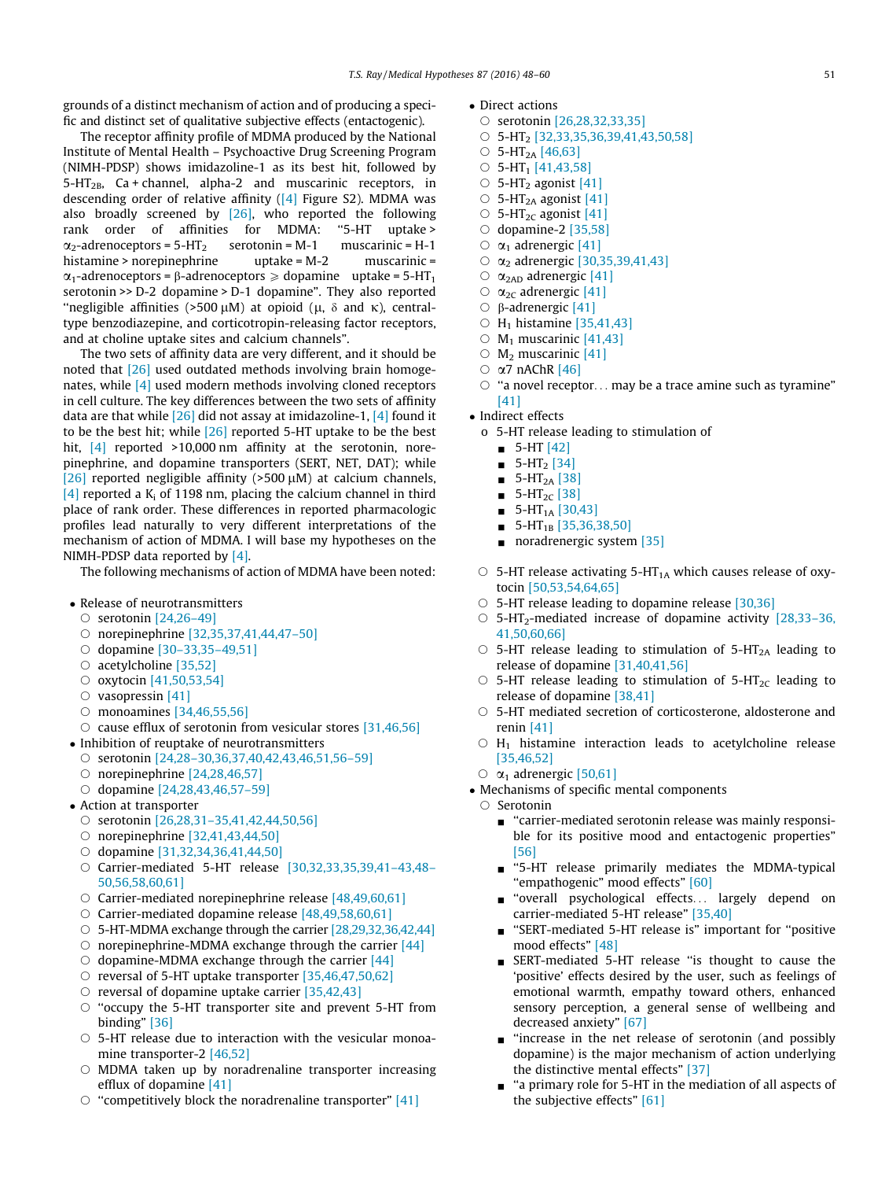grounds of a distinct mechanism of action and of producing a specific and distinct set of qualitative subjective effects (entactogenic).

The receptor affinity profile of MDMA produced by the National Institute of Mental Health – Psychoactive Drug Screening Program (NIMH-PDSP) shows imidazoline-1 as its best hit, followed by 5-$HT_{2B}$, Ca + channel, alpha-2 and muscarinic receptors, in descending order of relative affinity ([4] Figure S2). MDMA was also broadly screened by [26], who reported the following rank order of affinities for MDMA: "5-HT uptake > $\alpha_2$-adrenoceptors = 5-$HT_2$ serotonin = M-1 muscarinic = H-1 histamine > norepinephrine uptake = M-2 muscarinic = $\alpha_1$-adrenoceptors = β-adrenoceptors ⩾ dopamine uptake = 5-$HT_1$ serotonin >> D-2 dopamine > D-1 dopamine". They also reported "negligible affinities (>500 μM) at opioid (μ, δ and κ), central-type benzodiazepine, and corticotropin-releasing factor receptors, and at choline uptake sites and calcium channels".

The two sets of affinity data are very different, and it should be noted that [26] used outdated methods involving brain homogenates, while [4] used modern methods involving cloned receptors in cell culture. The key differences between the two sets of affinity data are that while [26] did not assay at imidazoline-1, [4] found it to be the best hit; while [26] reported 5-HT uptake to be the best hit, [4] reported >10,000 nm affinity at the serotonin, norepinephrine, and dopamine transporters (SERT, NET, DAT); while [26] reported negligible affinity (>500 μM) at calcium channels, [4] reported a $K_i$ of 1198 nm, placing the calcium channel in third place of rank order. These differences in reported pharmacologic profiles lead naturally to very different interpretations of the mechanism of action of MDMA. I will base my hypotheses on the NIMH-PDSP data reported by [4].

The following mechanisms of action of MDMA have been noted:

- Release of neurotransmitters
  - serotonin [24,26–49]
  - norepinephrine [32,35,37,41,44,47–50]
  - dopamine [30–33,35–49,51]
  - acetylcholine [35,52]
  - oxytocin [41,50,53,54]
  - vasopressin [41]
  - monoamines [34,46,55,56]
  - cause efflux of serotonin from vesicular stores [31,46,56]
- Inhibition of reuptake of neurotransmitters
  - serotonin [24,28–30,36,37,40,42,43,46,51,56–59]
  - norepinephrine [24,28,46,57]
  - dopamine [24,28,43,46,57–59]
- Action at transporter
  - serotonin [26,28,31–35,41,42,44,50,56]
  - norepinephrine [32,41,43,44,50]
  - dopamine [31,32,34,36,41,44,50]
  - Carrier-mediated 5-HT release [30,32,33,35,39,41–43,48–50,56,58,60,61]
  - Carrier-mediated norepinephrine release [48,49,60,61]
  - Carrier-mediated dopamine release [48,49,58,60,61]
  - 5-HT-MDMA exchange through the carrier [28,29,32,36,42,44]
  - norepinephrine-MDMA exchange through the carrier [44]
  - dopamine-MDMA exchange through the carrier [44]
  - reversal of 5-HT uptake transporter [35,46,47,50,62]
  - reversal of dopamine uptake carrier [35,42,43]
  - "occupy the 5-HT transporter site and prevent 5-HT from binding" [36]
  - 5-HT release due to interaction with the vesicular monoamine transporter-2 [46,52]
  - MDMA taken up by noradrenaline transporter increasing efflux of dopamine [41]
  - "competitively block the noradrenaline transporter" [41]
- Direct actions
  - serotonin [26,28,32,33,35]
  - 5-$HT_2$ [32,33,35,36,39,41,43,50,58]
  - 5-$HT_{2A}$ [46,63]
  - 5-$HT_1$ [41,43,58]
  - 5-$HT_2$ agonist [41]
  - 5-$HT_{2A}$ agonist [41]
  - 5-$HT_{2C}$ agonist [41]
  - dopamine-2 [35,58]
  - $\alpha_1$ adrenergic [41]
  - $\alpha_2$ adrenergic [30,35,39,41,43]
  - $\alpha_{2AD}$ adrenergic [41]
  - $\alpha_{2C}$ adrenergic [41]
  - β-adrenergic [41]
  - $H_1$ histamine [35,41,43]
  - $M_1$ muscarinic [41,43]
  - $M_2$ muscarinic [41]
  - α7 nAChR [46]
  - "a novel receptor... may be a trace amine such as tyramine" [41]
- Indirect effects
  - 5-HT release leading to stimulation of
    - 5-HT [42]
    - 5-$HT_2$ [34]
    - 5-$HT_{2A}$ [38]
    - 5-$HT_{2C}$ [38]
    - 5-$HT_{1A}$ [30,43]
    - 5-$HT_{1B}$ [35,36,38,50]
    - noradrenergic system [35]
  - 5-HT release activating 5-$HT_{1A}$ which causes release of oxytocin [50,53,54,64,65]
  - 5-HT release leading to dopamine release [30,36]
  - 5-$HT_2$-mediated increase of dopamine activity [28,33–36,41,50,60,66]
  - 5-HT release leading to stimulation of 5-$HT_{2A}$ leading to release of dopamine [31,40,41,56]
  - 5-HT release leading to stimulation of 5-$HT_{2C}$ leading to release of dopamine [38,41]
  - 5-HT mediated secretion of corticosterone, aldosterone and renin [41]
  - $H_1$ histamine interaction leads to acetylcholine release [35,46,52]
  - $\alpha_1$ adrenergic [50,61]
- Mechanisms of specific mental components
  - Serotonin
    - "carrier-mediated serotonin release was mainly responsible for its positive mood and entactogenic properties" [56]
    - "5-HT release primarily mediates the MDMA-typical "empathogenic" mood effects" [60]
    - "overall psychological effects... largely depend on carrier-mediated 5-HT release" [35,40]
    - "SERT-mediated 5-HT release is" important for "positive mood effects" [48]
    - SERT-mediated 5-HT release "is thought to cause the 'positive' effects desired by the user, such as feelings of emotional warmth, empathy toward others, enhanced sensory perception, a general sense of wellbeing and decreased anxiety" [67]
    - "increase in the net release of serotonin (and possibly dopamine) is the major mechanism of action underlying the distinctive mental effects" [37]
    - "a primary role for 5-HT in the mediation of all aspects of the subjective effects" [61]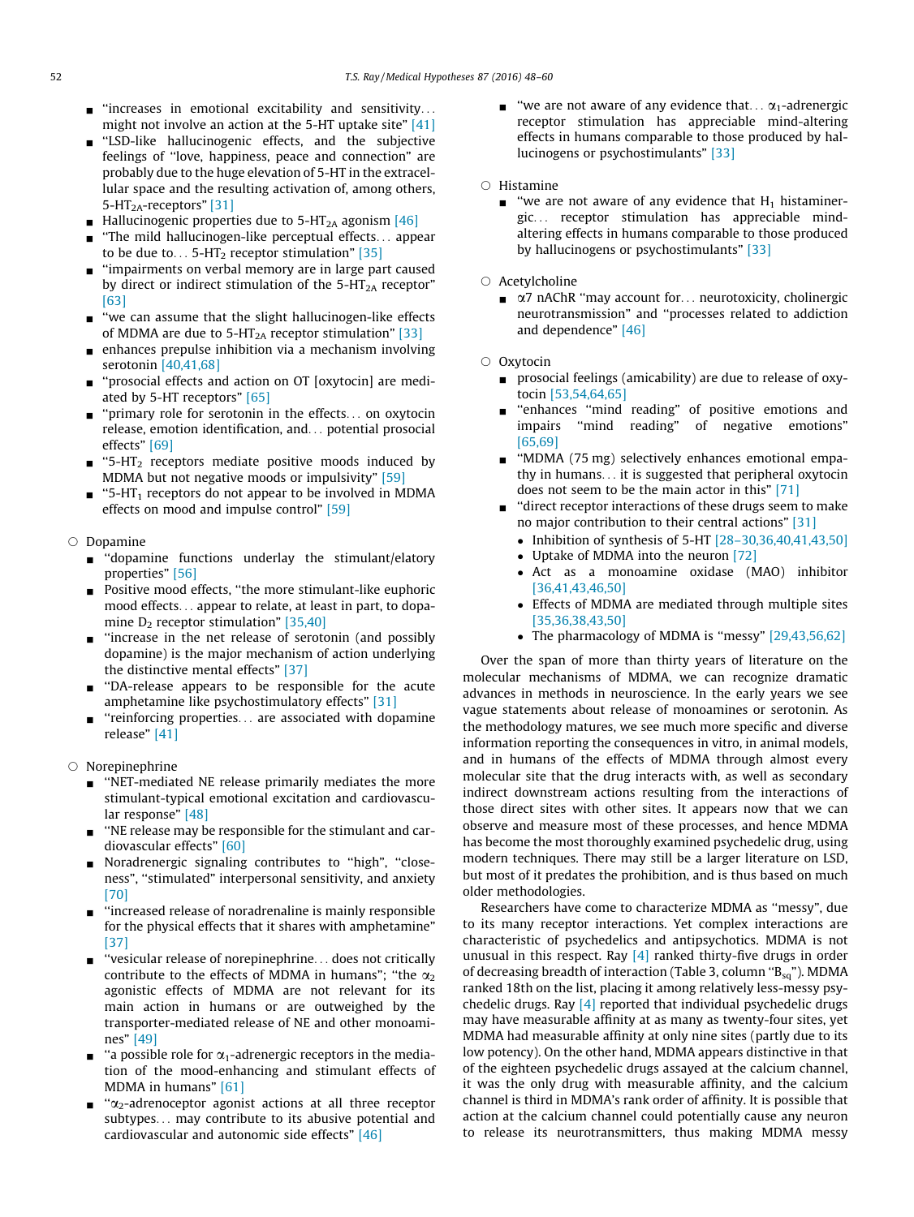- "increases in emotional excitability and sensitivity... might not involve an action at the 5-HT uptake site" [41]
- "LSD-like hallucinogenic effects, and the subjective feelings of "love, happiness, peace and connection" are probably due to the huge elevation of 5-HT in the extracellular space and the resulting activation of, among others, 5-$HT_{2A}$-receptors" [31]
- Hallucinogenic properties due to 5-$HT_{2A}$ agonism [46]
- "The mild hallucinogen-like perceptual effects... appear to be due to... 5-$HT_2$ receptor stimulation" [35]
- "impairments on verbal memory are in large part caused by direct or indirect stimulation of the 5-$HT_{2A}$ receptor" [63]
- "we can assume that the slight hallucinogen-like effects of MDMA are due to 5-$HT_{2A}$ receptor stimulation" [33]
- enhances prepulse inhibition via a mechanism involving serotonin [40,41,68]
- "prosocial effects and action on OT [oxytocin] are mediated by 5-HT receptors" [65]
- "primary role for serotonin in the effects... on oxytocin release, emotion identification, and... potential prosocial effects" [69]
- "5-$HT_2$ receptors mediate positive moods induced by MDMA but not negative moods or impulsivity" [59]
- "5-$HT_1$ receptors do not appear to be involved in MDMA effects on mood and impulse control" [59]

- Dopamine
  - "dopamine functions underlay the stimulant/elatory properties" [56]
  - Positive mood effects, "the more stimulant-like euphoric mood effects... appear to relate, at least in part, to dopamine $D_2$ receptor stimulation" [35,40]
  - "increase in the net release of serotonin (and possibly dopamine) is the major mechanism of action underlying the distinctive mental effects" [37]
  - "DA-release appears to be responsible for the acute amphetamine like psychostimulatory effects" [31]
  - "reinforcing properties... are associated with dopamine release" [41]

- Norepinephrine
  - "NET-mediated NE release primarily mediates the more stimulant-typical emotional excitation and cardiovascular response" [48]
  - "NE release may be responsible for the stimulant and cardiovascular effects" [60]
  - Noradrenergic signaling contributes to "high", "closeness", "stimulated" interpersonal sensitivity, and anxiety [70]
  - "increased release of noradrenaline is mainly responsible for the physical effects that it shares with amphetamine" [37]
  - "vesicular release of norepinephrine... does not critically contribute to the effects of MDMA in humans"; "the $\alpha_2$ agonistic effects of MDMA are not relevant for its main action in humans or are outweighed by the transporter-mediated release of NE and other monoamines" [49]
  - "a possible role for $\alpha_1$-adrenergic receptors in the mediation of the mood-enhancing and stimulant effects of MDMA in humans" [61]
  - "$\alpha_2$-adrenoceptor agonist actions at all three receptor subtypes... may contribute to its abusive potential and cardiovascular and autonomic side effects" [46]
  - "we are not aware of any evidence that... $\alpha_1$-adrenergic receptor stimulation has appreciable mind-altering effects in humans comparable to those produced by hallucinogens or psychostimulants" [33]

- Histamine
  - "we are not aware of any evidence that $H_1$ histaminergic... receptor stimulation has appreciable mind-altering effects in humans comparable to those produced by hallucinogens or psychostimulants" [33]

- Acetylcholine
  - α7 nAChR "may account for... neurotoxicity, cholinergic neurotransmission" and "processes related to addiction and dependence" [46]

- Oxytocin
  - prosocial feelings (amicability) are due to release of oxytocin [53,54,64,65]
  - "enhances "mind reading" of positive emotions and impairs "mind reading" of negative emotions" [65,69]
  - "MDMA (75 mg) selectively enhances emotional empathy in humans... it is suggested that peripheral oxytocin does not seem to be the main actor in this" [71]
  - "direct receptor interactions of these drugs seem to make no major contribution to their central actions" [31]
    - Inhibition of synthesis of 5-HT [28–30,36,40,41,43,50]
    - Uptake of MDMA into the neuron [72]
    - Act as a monoamine oxidase (MAO) inhibitor [36,41,43,46,50]
    - Effects of MDMA are mediated through multiple sites [35,36,38,43,50]
    - The pharmacology of MDMA is "messy" [29,43,56,62]

Over the span of more than thirty years of literature on the molecular mechanisms of MDMA, we can recognize dramatic advances in methods in neuroscience. In the early years we see vague statements about release of monoamines or serotonin. As the methodology matures, we see much more specific and diverse information reporting the consequences in vitro, in animal models, and in humans of the effects of MDMA through almost every molecular site that the drug interacts with, as well as secondary indirect downstream actions resulting from the interactions of those direct sites with other sites. It appears now that we can observe and measure most of these processes, and hence MDMA has become the most thoroughly examined psychedelic drug, using modern techniques. There may still be a larger literature on LSD, but most of it predates the prohibition, and is thus based on much older methodologies.

Researchers have come to characterize MDMA as "messy", due to its many receptor interactions. Yet complex interactions are characteristic of psychedelics and antipsychotics. MDMA is not unusual in this respect. Ray [4] ranked thirty-five drugs in order of decreasing breadth of interaction (Table 3, column "$B_{sq}$"). MDMA ranked 18th on the list, placing it among relatively less-messy psychedelic drugs. Ray [4] reported that individual psychedelic drugs may have measurable affinity at as many as twenty-four sites, yet MDMA had measurable affinity at only nine sites (partly due to its low potency). On the other hand, MDMA appears distinctive in that of the eighteen psychedelic drugs assayed at the calcium channel, it was the only drug with measurable affinity, and the calcium channel is third in MDMA's rank order of affinity. It is possible that action at the calcium channel could potentially cause any neuron to release its neurotransmitters, thus making MDMA messy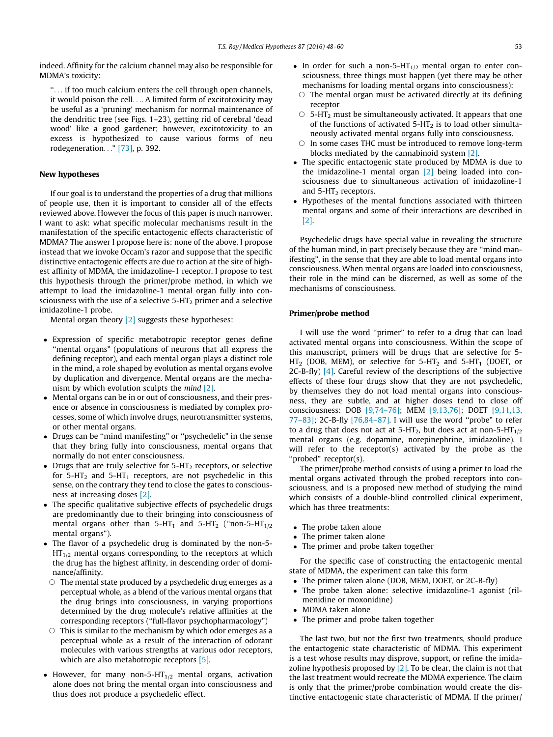indeed. Affinity for the calcium channel may also be responsible for MDMA's toxicity:

> "... if too much calcium enters the cell through open channels, it would poison the cell.... A limited form of excitotoxicity may be useful as a 'pruning' mechanism for normal maintenance of the dendritic tree (see Figs. 1–23), getting rid of cerebral 'dead wood' like a good gardener; however, excitotoxicity to an excess is hypothesized to cause various forms of neu rodegeneration..." [73], p. 392.

## New hypotheses

If our goal is to understand the properties of a drug that millions of people use, then it is important to consider all of the effects reviewed above. However the focus of this paper is much narrower. I want to ask: what specific molecular mechanisms result in the manifestation of the specific entactogenic effects characteristic of MDMA? The answer I propose here is: none of the above. I propose instead that we invoke Occam's razor and suppose that the specific distinctive entactogenic effects are due to action at the site of highest affinity of MDMA, the imidazoline-1 receptor. I propose to test this hypothesis through the primer/probe method, in which we attempt to load the imidazoline-1 mental organ fully into consciousness with the use of a selective 5-$HT_2$ primer and a selective imidazoline-1 probe.

Mental organ theory [2] suggests these hypotheses:

- Expression of specific metabotropic receptor genes define "mental organs" (populations of neurons that all express the defining receptor), and each mental organ plays a distinct role in the mind, a role shaped by evolution as mental organs evolve by duplication and divergence. Mental organs are the mechanism by which evolution sculpts the *mind* [2].
- Mental organs can be in or out of consciousness, and their presence or absence in consciousness is mediated by complex processes, some of which involve drugs, neurotransmitter systems, or other mental organs.
- Drugs can be "mind manifesting" or "psychedelic" in the sense that they bring fully into consciousness, mental organs that normally do not enter consciousness.
- Drugs that are truly selective for 5-$HT_2$ receptors, or selective for 5-$HT_2$ and 5-$HT_1$ receptors, are not psychedelic in this sense, on the contrary they tend to close the gates to consciousness at increasing doses [2].
- The specific qualitative subjective effects of psychedelic drugs are predominantly due to their bringing into consciousness of mental organs other than 5-$HT_1$ and 5-$HT_2$ ("non-5-$HT_{1/2}$ mental organs").
- The flavor of a psychedelic drug is dominated by the non-5-$HT_{1/2}$ mental organs corresponding to the receptors at which the drug has the highest affinity, in descending order of dominance/affinity.
  - The mental state produced by a psychedelic drug emerges as a perceptual whole, as a blend of the various mental organs that the drug brings into consciousness, in varying proportions determined by the drug molecule's relative affinities at the corresponding receptors ("full-flavor psychopharmacology")
  - This is similar to the mechanism by which odor emerges as a perceptual whole as a result of the interaction of odorant molecules with various strengths at various odor receptors, which are also metabotropic receptors [5].
- However, for many non-5-$HT_{1/2}$ mental organs, activation alone does not bring the mental organ into consciousness and thus does not produce a psychedelic effect.
- In order for such a non-5-$HT_{1/2}$ mental organ to enter consciousness, three things must happen (yet there may be other mechanisms for loading mental organs into consciousness):
  - The mental organ must be activated directly at its defining receptor
  - 5-$HT_2$ must be simultaneously activated. It appears that one of the functions of activated 5-$HT_2$ is to load other simultaneously activated mental organs fully into consciousness.
  - In some cases THC must be introduced to remove long-term blocks mediated by the cannabinoid system [2].
- The specific entactogenic state produced by MDMA is due to the imidazoline-1 mental organ [2] being loaded into consciousness due to simultaneous activation of imidazoline-1 and 5-$HT_2$ receptors.
- Hypotheses of the mental functions associated with thirteen mental organs and some of their interactions are described in [2].

Psychedelic drugs have special value in revealing the structure of the human mind, in part precisely because they are "mind manifesting", in the sense that they are able to load mental organs into consciousness. When mental organs are loaded into consciousness, their role in the mind can be discerned, as well as some of the mechanisms of consciousness.

## Primer/probe method

I will use the word "primer" to refer to a drug that can load activated mental organs into consciousness. Within the scope of this manuscript, primers will be drugs that are selective for 5-$HT_2$ (DOB, MEM), or selective for 5-$HT_2$ and 5-$HT_1$ (DOET, or 2C-B-fly) [4]. Careful review of the descriptions of the subjective effects of these four drugs show that they are not psychedelic, by themselves they do not load mental organs into consciousness, their effects are subtle, and at higher doses tend to close off consciousness: DOB [9,74–76]; MEM [9,13,76]; DOET [9,11,13,77–83]; 2C-B-fly [76,84–87]. I will use the word "probe" to refer to a drug that does not act at 5-$HT_2$, but does act at non-5-$HT_{1/2}$ mental organs (e.g. dopamine, norepinephrine, imidazoline). I will refer to the receptor(s) activated by the probe as the "probed" receptor(s).

The primer/probe method consists of using a primer to load the mental organs activated through the probed receptors into consciousness, and is a proposed new method of studying the mind which consists of a double-blind controlled clinical experiment, which has three treatments:

- The probe taken alone
- The primer taken alone
- The primer and probe taken together

For the specific case of constructing the entactogenic mental state of MDMA, the experiment can take this form

- The primer taken alone (DOB, MEM, DOET, or 2C-B-fly)
- The probe taken alone: selective imidazoline-1 agonist (rilmenidine or moxonidine)
- MDMA taken alone
- The primer and probe taken together

The last two, but not the first two treatments, should produce the entactogenic state characteristic of MDMA. This experiment is a test whose results may disprove, support, or refine the imidazoline hypothesis proposed by [2]. To be clear, the claim is not that the last treatment would recreate the MDMA experience. The claim is only that the primer/probe combination would create the distinctive entactogenic state characteristic of MDMA. If the primer/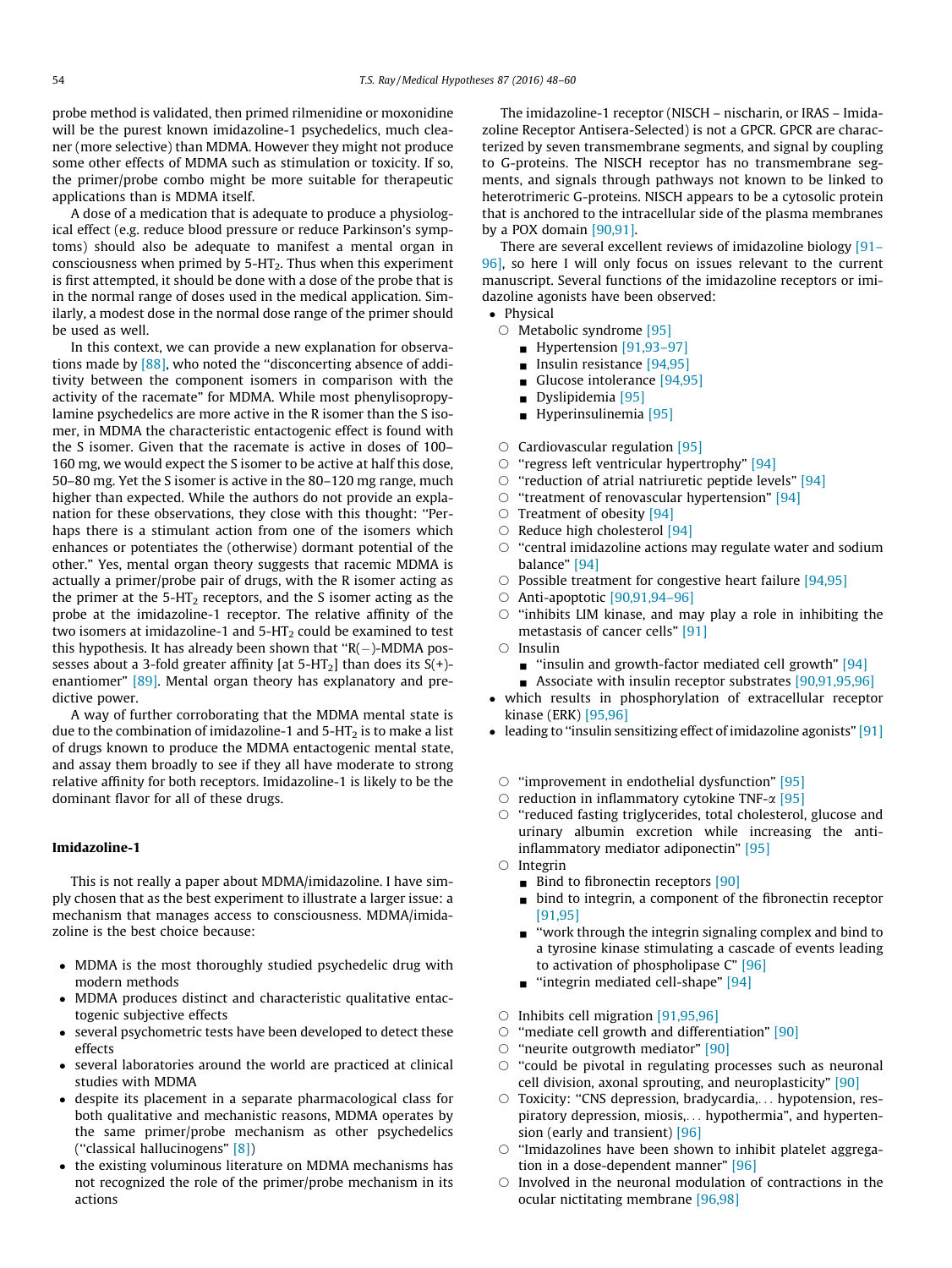probe method is validated, then primed rilmenidine or moxonidine will be the purest known imidazoline-1 psychedelics, much cleaner (more selective) than MDMA. However they might not produce some other effects of MDMA such as stimulation or toxicity. If so, the primer/probe combo might be more suitable for therapeutic applications than is MDMA itself.

A dose of a medication that is adequate to produce a physiological effect (e.g. reduce blood pressure or reduce Parkinson's symptoms) should also be adequate to manifest a mental organ in consciousness when primed by 5-$HT_2$. Thus when this experiment is first attempted, it should be done with a dose of the probe that is in the normal range of doses used in the medical application. Similarly, a modest dose in the normal dose range of the primer should be used as well.

In this context, we can provide a new explanation for observations made by [88], who noted the "disconcerting absence of additivity between the component isomers in comparison with the activity of the racemate" for MDMA. While most phenylisopropylamine psychedelics are more active in the R isomer than the S isomer, in MDMA the characteristic entactogenic effect is found with the S isomer. Given that the racemate is active in doses of 100–160 mg, we would expect the S isomer to be active at half this dose, 50–80 mg. Yet the S isomer is active in the 80–120 mg range, much higher than expected. While the authors do not provide an explanation for these observations, they close with this thought: "Perhaps there is a stimulant action from one of the isomers which enhances or potentiates the (otherwise) dormant potential of the other." Yes, mental organ theory suggests that racemic MDMA is actually a primer/probe pair of drugs, with the R isomer acting as the primer at the 5-$HT_2$ receptors, and the S isomer acting as the probe at the imidazoline-1 receptor. The relative affinity of the two isomers at imidazoline-1 and 5-$HT_2$ could be examined to test this hypothesis. It has already been shown that "R(−)-MDMA possesses about a 3-fold greater affinity [at 5-$HT_2$] than does its S(+)-enantiomer" [89]. Mental organ theory has explanatory and predictive power.

A way of further corroborating that the MDMA mental state is due to the combination of imidazoline-1 and 5-$HT_2$ is to make a list of drugs known to produce the MDMA entactogenic mental state, and assay them broadly to see if they all have moderate to strong relative affinity for both receptors. Imidazoline-1 is likely to be the dominant flavor for all of these drugs.

## Imidazoline-1

This is not really a paper about MDMA/imidazoline. I have simply chosen that as the best experiment to illustrate a larger issue: a mechanism that manages access to consciousness. MDMA/imidazoline is the best choice because:

- MDMA is the most thoroughly studied psychedelic drug with modern methods
- MDMA produces distinct and characteristic qualitative entactogenic subjective effects
- several psychometric tests have been developed to detect these effects
- several laboratories around the world are practiced at clinical studies with MDMA
- despite its placement in a separate pharmacological class for both qualitative and mechanistic reasons, MDMA operates by the same primer/probe mechanism as other psychedelics ("classical hallucinogens" [8])
- the existing voluminous literature on MDMA mechanisms has not recognized the role of the primer/probe mechanism in its actions

The imidazoline-1 receptor (NISCH – nischarin, or IRAS – Imidazoline Receptor Antisera-Selected) is not a GPCR. GPCR are characterized by seven transmembrane segments, and signal by coupling to G-proteins. The NISCH receptor has no transmembrane segments, and signals through pathways not known to be linked to heterotrimeric G-proteins. NISCH appears to be a cytosolic protein that is anchored to the intracellular side of the plasma membranes by a POX domain [90,91].

There are several excellent reviews of imidazoline biology [91–96], so here I will only focus on issues relevant to the current manuscript. Several functions of the imidazoline receptors or imidazoline agonists have been observed:

- Physical
  - Metabolic syndrome [95]
    - Hypertension [91,93–97]
    - Insulin resistance [94,95]
    - Glucose intolerance [94,95]
    - Dyslipidemia [95]
    - Hyperinsulinemia [95]
  - Cardiovascular regulation [95]
  - "regress left ventricular hypertrophy" [94]
  - "reduction of atrial natriuretic peptide levels" [94]
  - "treatment of renovascular hypertension" [94]
  - Treatment of obesity [94]
  - Reduce high cholesterol [94]
  - "central imidazoline actions may regulate water and sodium balance" [94]
  - Possible treatment for congestive heart failure [94,95]
  - Anti-apoptotic [90,91,94–96]
  - "inhibits LIM kinase, and may play a role in inhibiting the metastasis of cancer cells" [91]
  - Insulin
    - "insulin and growth-factor mediated cell growth" [94]
    - Associate with insulin receptor substrates [90,91,95,96]
- which results in phosphorylation of extracellular receptor kinase (ERK) [95,96]
- leading to "insulin sensitizing effect of imidazoline agonists" [91]
  - "improvement in endothelial dysfunction" [95]
  - reduction in inflammatory cytokine TNF-α [95]
  - "reduced fasting triglycerides, total cholesterol, glucose and urinary albumin excretion while increasing the anti-inflammatory mediator adiponectin" [95]
  - Integrin
    - Bind to fibronectin receptors [90]
    - bind to integrin, a component of the fibronectin receptor [91,95]
    - "work through the integrin signaling complex and bind to a tyrosine kinase stimulating a cascade of events leading to activation of phospholipase C" [96]
    - "integrin mediated cell-shape" [94]
  - Inhibits cell migration [91,95,96]
  - "mediate cell growth and differentiation" [90]
  - "neurite outgrowth mediator" [90]
  - "could be pivotal in regulating processes such as neuronal cell division, axonal sprouting, and neuroplasticity" [90]
  - Toxicity: "CNS depression, bradycardia,… hypotension, respiratory depression, miosis,… hypothermia", and hypertension (early and transient) [96]
  - "Imidazolines have been shown to inhibit platelet aggregation in a dose-dependent manner" [96]
  - Involved in the neuronal modulation of contractions in the ocular nictitating membrane [96,98]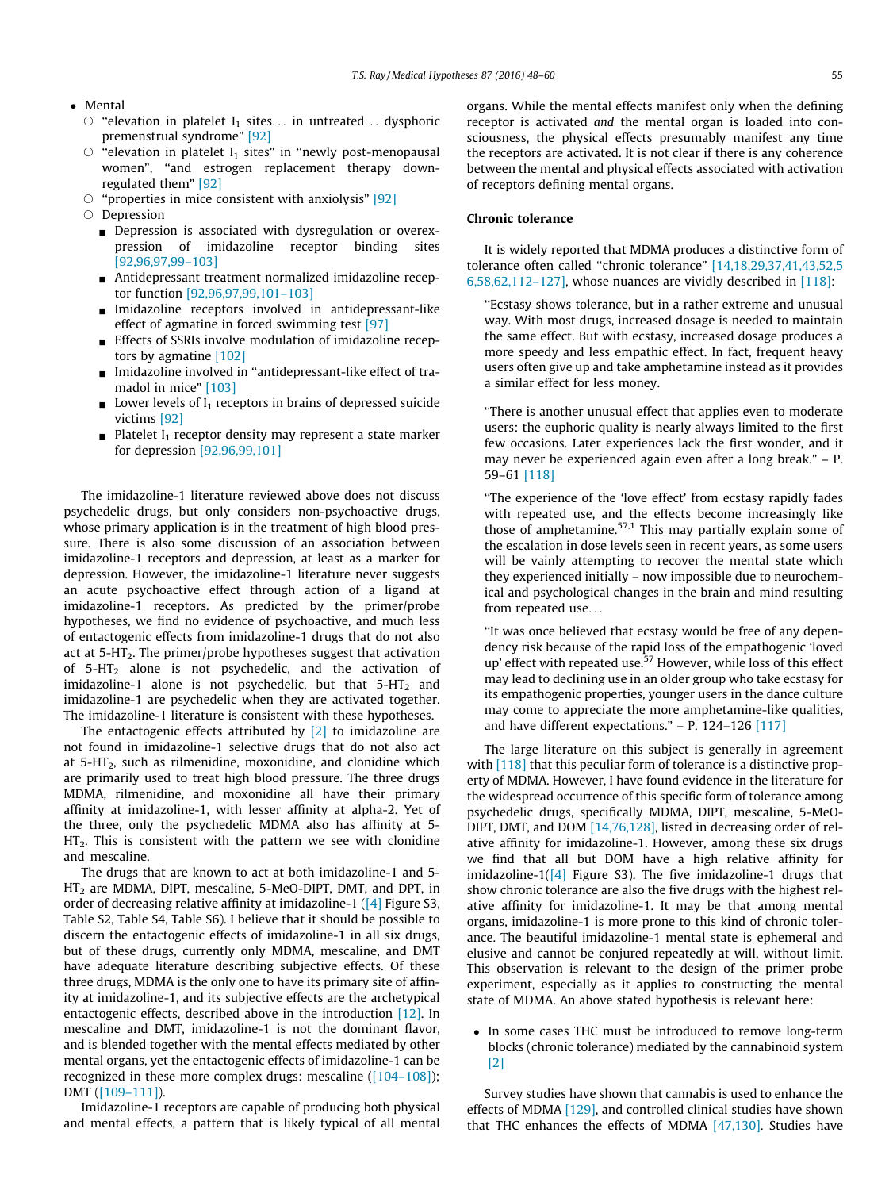- Mental
  - "elevation in platelet $I_1$ sites... in untreated... dysphoric premenstrual syndrome" [92]
  - "elevation in platelet $I_1$ sites" in "newly post-menopausal women", "and estrogen replacement therapy down-regulated them" [92]
  - "properties in mice consistent with anxiolysis" [92]
  - Depression
    - Depression is associated with dysregulation or overexpression of imidazoline receptor binding sites [92,96,97,99–103]
    - Antidepressant treatment normalized imidazoline receptor function [92,96,97,99,101–103]
    - Imidazoline receptors involved in antidepressant-like effect of agmatine in forced swimming test [97]
    - Effects of SSRIs involve modulation of imidazoline receptors by agmatine [102]
    - Imidazoline involved in "antidepressant-like effect of tramadol in mice" [103]
    - Lower levels of $I_1$ receptors in brains of depressed suicide victims [92]
    - Platelet $I_1$ receptor density may represent a state marker for depression [92,96,99,101]

The imidazoline-1 literature reviewed above does not discuss psychedelic drugs, but only considers non-psychoactive drugs, whose primary application is in the treatment of high blood pressure. There is also some discussion of an association between imidazoline-1 receptors and depression, at least as a marker for depression. However, the imidazoline-1 literature never suggests an acute psychoactive effect through action of a ligand at imidazoline-1 receptors. As predicted by the primer/probe hypotheses, we find no evidence of psychoactive, and much less of entactogenic effects from imidazoline-1 drugs that do not also act at 5-$HT_2$. The primer/probe hypotheses suggest that activation of 5-$HT_2$ alone is not psychedelic, and the activation of imidazoline-1 alone is not psychedelic, but that 5-$HT_2$ and imidazoline-1 are psychedelic when they are activated together. The imidazoline-1 literature is consistent with these hypotheses.

The entactogenic effects attributed by [2] to imidazoline are not found in imidazoline-1 selective drugs that do not also act at 5-$HT_2$, such as rilmenidine, moxonidine, and clonidine which are primarily used to treat high blood pressure. The three drugs MDMA, rilmenidine, and moxonidine all have their primary affinity at imidazoline-1, with lesser affinity at alpha-2. Yet of the three, only the psychedelic MDMA also has affinity at 5-$HT_2$. This is consistent with the pattern we see with clonidine and mescaline.

The drugs that are known to act at both imidazoline-1 and 5-$HT_2$ are MDMA, DIPT, mescaline, 5-MeO-DIPT, DMT, and DPT, in order of decreasing relative affinity at imidazoline-1 ([4] Figure S3, Table S2, Table S4, Table S6). I believe that it should be possible to discern the entactogenic effects of imidazoline-1 in all six drugs, but of these drugs, currently only MDMA, mescaline, and DMT have adequate literature describing subjective effects. Of these three drugs, MDMA is the only one to have its primary site of affinity at imidazoline-1, and its subjective effects are the archetypical entactogenic effects, described above in the introduction [12]. In mescaline and DMT, imidazoline-1 is not the dominant flavor, and is blended together with the mental effects mediated by other mental organs, yet the entactogenic effects of imidazoline-1 can be recognized in these more complex drugs: mescaline ([104–108]); DMT ([109–111]).

Imidazoline-1 receptors are capable of producing both physical and mental effects, a pattern that is likely typical of all mental organs. While the mental effects manifest only when the defining receptor is activated *and* the mental organ is loaded into consciousness, the physical effects presumably manifest any time the receptors are activated. It is not clear if there is any coherence between the mental and physical effects associated with activation of receptors defining mental organs.

## Chronic tolerance

It is widely reported that MDMA produces a distinctive form of tolerance often called "chronic tolerance" [14,18,29,37,41,43,52,56,58,62,112–127], whose nuances are vividly described in [118]:

"Ecstasy shows tolerance, but in a rather extreme and unusual way. With most drugs, increased dosage is needed to maintain the same effect. But with ecstasy, increased dosage produces a more speedy and less empathic effect. In fact, frequent heavy users often give up and take amphetamine instead as it provides a similar effect for less money.

"There is another unusual effect that applies even to moderate users: the euphoric quality is nearly always limited to the first few occasions. Later experiences lack the first wonder, and it may never be experienced again even after a long break." – P. 59–61 [118]

"The experience of the 'love effect' from ecstasy rapidly fades with repeated use, and the effects become increasingly like those of amphetamine.[57,1] This may partially explain some of the escalation in dose levels seen in recent years, as some users will be vainly attempting to recover the mental state which they experienced initially – now impossible due to neurochemical and psychological changes in the brain and mind resulting from repeated use...

"It was once believed that ecstasy would be free of any dependency risk because of the rapid loss of the empathogenic 'loved up' effect with repeated use.[57] However, while loss of this effect may lead to declining use in an older group who take ecstasy for its empathogenic properties, younger users in the dance culture may come to appreciate the more amphetamine-like qualities, and have different expectations." – P. 124–126 [117]

The large literature on this subject is generally in agreement with [118] that this peculiar form of tolerance is a distinctive property of MDMA. However, I have found evidence in the literature for the widespread occurrence of this specific form of tolerance among psychedelic drugs, specifically MDMA, DIPT, mescaline, 5-MeO-DIPT, DMT, and DOM [14,76,128], listed in decreasing order of relative affinity for imidazoline-1. However, among these six drugs we find that all but DOM have a high relative affinity for imidazoline-1([4] Figure S3). The five imidazoline-1 drugs that show chronic tolerance are also the five drugs with the highest relative affinity for imidazoline-1. It may be that among mental organs, imidazoline-1 is more prone to this kind of chronic tolerance. The beautiful imidazoline-1 mental state is ephemeral and elusive and cannot be conjured repeatedly at will, without limit. This observation is relevant to the design of the primer probe experiment, especially as it applies to constructing the mental state of MDMA. An above stated hypothesis is relevant here:

- In some cases THC must be introduced to remove long-term blocks (chronic tolerance) mediated by the cannabinoid system [2]

Survey studies have shown that cannabis is used to enhance the effects of MDMA [129], and controlled clinical studies have shown that THC enhances the effects of MDMA [47,130]. Studies have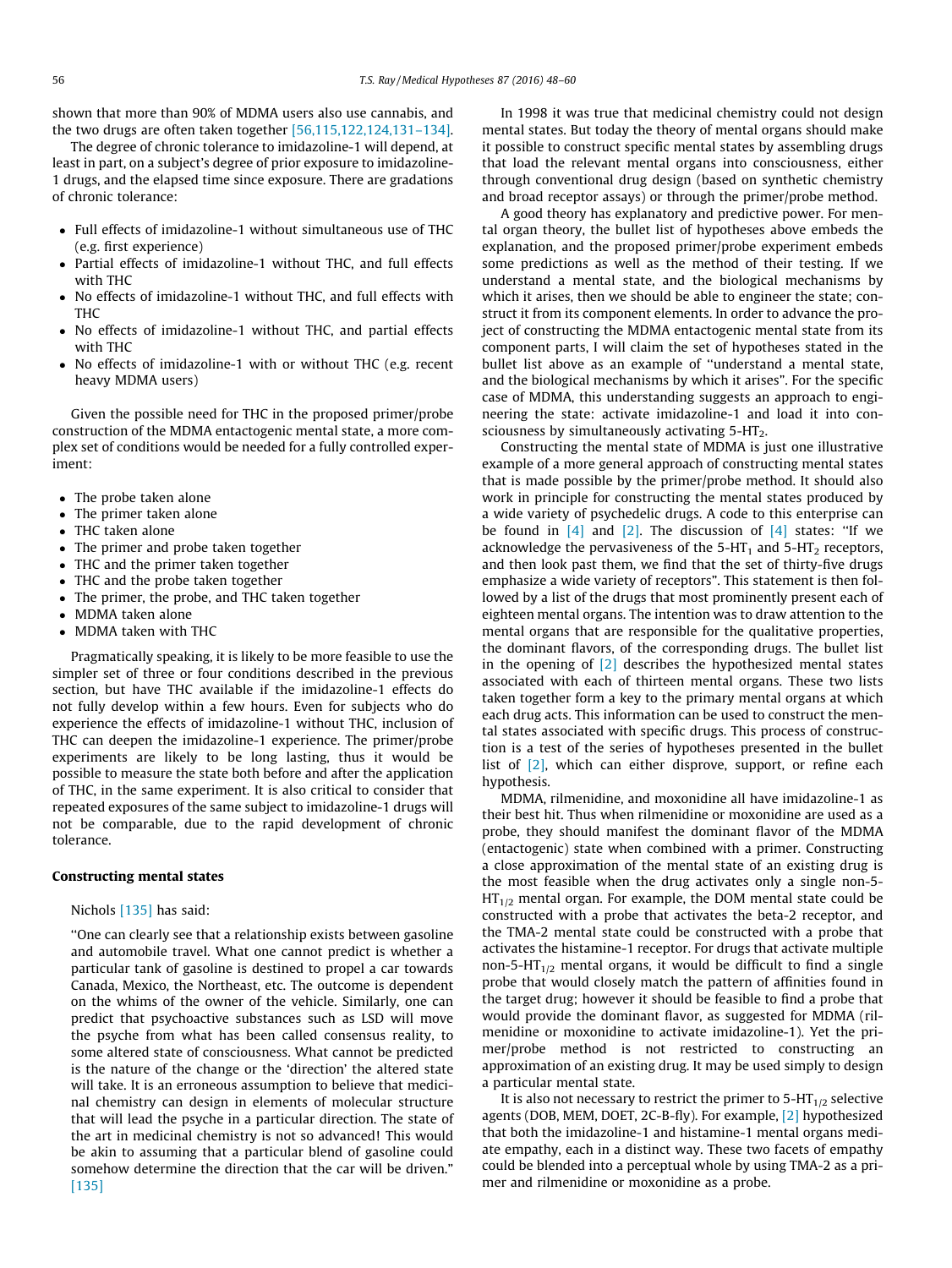shown that more than 90% of MDMA users also use cannabis, and the two drugs are often taken together [56,115,122,124,131–134].

The degree of chronic tolerance to imidazoline-1 will depend, at least in part, on a subject's degree of prior exposure to imidazoline-1 drugs, and the elapsed time since exposure. There are gradations of chronic tolerance:

- Full effects of imidazoline-1 without simultaneous use of THC (e.g. first experience)
- Partial effects of imidazoline-1 without THC, and full effects with THC
- No effects of imidazoline-1 without THC, and full effects with THC
- No effects of imidazoline-1 without THC, and partial effects with THC
- No effects of imidazoline-1 with or without THC (e.g. recent heavy MDMA users)

Given the possible need for THC in the proposed primer/probe construction of the MDMA entactogenic mental state, a more complex set of conditions would be needed for a fully controlled experiment:

- The probe taken alone
- The primer taken alone
- THC taken alone
- The primer and probe taken together
- THC and the primer taken together
- THC and the probe taken together
- The primer, the probe, and THC taken together
- MDMA taken alone
- MDMA taken with THC

Pragmatically speaking, it is likely to be more feasible to use the simpler set of three or four conditions described in the previous section, but have THC available if the imidazoline-1 effects do not fully develop within a few hours. Even for subjects who do experience the effects of imidazoline-1 without THC, inclusion of THC can deepen the imidazoline-1 experience. The primer/probe experiments are likely to be long lasting, thus it would be possible to measure the state both before and after the application of THC, in the same experiment. It is also critical to consider that repeated exposures of the same subject to imidazoline-1 drugs will not be comparable, due to the rapid development of chronic tolerance.

## Constructing mental states

Nichols [135] has said:

> "One can clearly see that a relationship exists between gasoline and automobile travel. What one cannot predict is whether a particular tank of gasoline is destined to propel a car towards Canada, Mexico, the Northeast, etc. The outcome is dependent on the whims of the owner of the vehicle. Similarly, one can predict that psychoactive substances such as LSD will move the psyche from what has been called consensus reality, to some altered state of consciousness. What cannot be predicted is the nature of the change or the 'direction' the altered state will take. It is an erroneous assumption to believe that medicinal chemistry can design in elements of molecular structure that will lead the psyche in a particular direction. The state of the art in medicinal chemistry is not so advanced! This would be akin to assuming that a particular blend of gasoline could somehow determine the direction that the car will be driven." [135]

In 1998 it was true that medicinal chemistry could not design mental states. But today the theory of mental organs should make it possible to construct specific mental states by assembling drugs that load the relevant mental organs into consciousness, either through conventional drug design (based on synthetic chemistry and broad receptor assays) or through the primer/probe method.

A good theory has explanatory and predictive power. For mental organ theory, the bullet list of hypotheses above embeds the explanation, and the proposed primer/probe experiment embeds some predictions as well as the method of their testing. If we understand a mental state, and the biological mechanisms by which it arises, then we should be able to engineer the state; construct it from its component elements. In order to advance the project of constructing the MDMA entactogenic mental state from its component parts, I will claim the set of hypotheses stated in the bullet list above as an example of "understand a mental state, and the biological mechanisms by which it arises". For the specific case of MDMA, this understanding suggests an approach to engineering the state: activate imidazoline-1 and load it into consciousness by simultaneously activating $5\text{-HT}_2$.

Constructing the mental state of MDMA is just one illustrative example of a more general approach of constructing mental states that is made possible by the primer/probe method. It should also work in principle for constructing the mental states produced by a wide variety of psychedelic drugs. A code to this enterprise can be found in [4] and [2]. The discussion of [4] states: "If we acknowledge the pervasiveness of the $5\text{-HT}_1$ and $5\text{-HT}_2$ receptors, and then look past them, we find that the set of thirty-five drugs emphasize a wide variety of receptors". This statement is then followed by a list of the drugs that most prominently present each of eighteen mental organs. The intention was to draw attention to the mental organs that are responsible for the qualitative properties, the dominant flavors, of the corresponding drugs. The bullet list in the opening of [2] describes the hypothesized mental states associated with each of thirteen mental organs. These two lists taken together form a key to the primary mental organs at which each drug acts. This information can be used to construct the mental states associated with specific drugs. This process of construction is a test of the series of hypotheses presented in the bullet list of [2], which can either disprove, support, or refine each hypothesis.

MDMA, rilmenidine, and moxonidine all have imidazoline-1 as their best hit. Thus when rilmenidine or moxonidine are used as a probe, they should manifest the dominant flavor of the MDMA (entactogenic) state when combined with a primer. Constructing a close approximation of the mental state of an existing drug is the most feasible when the drug activates only a single non-$5\text{-HT}_{1/2}$ mental organ. For example, the DOM mental state could be constructed with a probe that activates the beta-2 receptor, and the TMA-2 mental state could be constructed with a probe that activates the histamine-1 receptor. For drugs that activate multiple non-$5\text{-HT}_{1/2}$ mental organs, it would be difficult to find a single probe that would closely match the pattern of affinities found in the target drug; however it should be feasible to find a probe that would provide the dominant flavor, as suggested for MDMA (rilmenidine or moxonidine to activate imidazoline-1). Yet the primer/probe method is not restricted to constructing an approximation of an existing drug. It may be used simply to design a particular mental state.

It is also not necessary to restrict the primer to $5\text{-HT}_{1/2}$ selective agents (DOB, MEM, DOET, 2C-B-fly). For example, [2] hypothesized that both the imidazoline-1 and histamine-1 mental organs mediate empathy, each in a distinct way. These two facets of empathy could be blended into a perceptual whole by using TMA-2 as a primer and rilmenidine or moxonidine as a probe.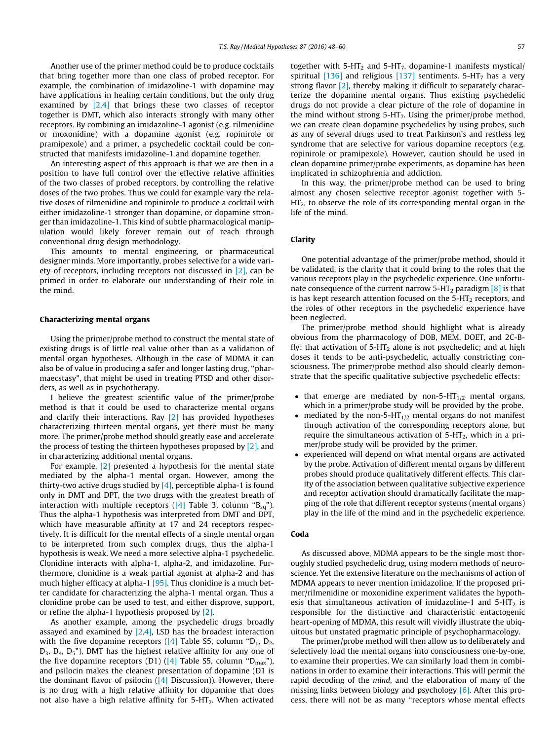Another use of the primer method could be to produce cocktails that bring together more than one class of probed receptor. For example, the combination of imidazoline-1 with dopamine may have applications in healing certain conditions, but the only drug examined by [2,4] that brings these two classes of receptor together is DMT, which also interacts strongly with many other receptors. By combining an imidazoline-1 agonist (e.g. rilmenidine or moxonidine) with a dopamine agonist (e.g. ropinirole or pramipexole) and a primer, a psychedelic cocktail could be constructed that manifests imidazoline-1 and dopamine together.

An interesting aspect of this approach is that we are then in a position to have full control over the effective relative affinities of the two classes of probed receptors, by controlling the relative doses of the two probes. Thus we could for example vary the relative doses of rilmenidine and ropinirole to produce a cocktail with either imidazoline-1 stronger than dopamine, or dopamine stronger than imidazoline-1. This kind of subtle pharmacological manipulation would likely forever remain out of reach through conventional drug design methodology.

This amounts to mental engineering, or pharmaceutical designer minds. More importantly, probes selective for a wide variety of receptors, including receptors not discussed in [2], can be primed in order to elaborate our understanding of their role in the mind.

## Characterizing mental organs

Using the primer/probe method to construct the mental state of existing drugs is of little real value other than as a validation of mental organ hypotheses. Although in the case of MDMA it can also be of value in producing a safer and longer lasting drug, "pharmaecstasy", that might be used in treating PTSD and other disorders, as well as in psychotherapy.

I believe the greatest scientific value of the primer/probe method is that it could be used to characterize mental organs and clarify their interactions. Ray [2] has provided hypotheses characterizing thirteen mental organs, yet there must be many more. The primer/probe method should greatly ease and accelerate the process of testing the thirteen hypotheses proposed by [2], and in characterizing additional mental organs.

For example, [2] presented a hypothesis for the mental state mediated by the alpha-1 mental organ. However, among the thirty-two active drugs studied by [4], perceptible alpha-1 is found only in DMT and DPT, the two drugs with the greatest breath of interaction with multiple receptors ([4] Table 3, column "$B_{sq}$"). Thus the alpha-1 hypothesis was interpreted from DMT and DPT, which have measurable affinity at 17 and 24 receptors respectively. It is difficult for the mental effects of a single mental organ to be interpreted from such complex drugs, thus the alpha-1 hypothesis is weak. We need a more selective alpha-1 psychedelic. Clonidine interacts with alpha-1, alpha-2, and imidazoline. Furthermore, clonidine is a weak partial agonist at alpha-2 and has much higher efficacy at alpha-1 [95]. Thus clonidine is a much better candidate for characterizing the alpha-1 mental organ. Thus a clonidine probe can be used to test, and either disprove, support, or refine the alpha-1 hypothesis proposed by [2].

As another example, among the psychedelic drugs broadly assayed and examined by [2,4], LSD has the broadest interaction with the five dopamine receptors ([4] Table S5, column "$D_1$, $D_2$, $D_3$, $D_4$, $D_5$"), DMT has the highest relative affinity for any one of the five dopamine receptors (D1) ([4] Table S5, column "$D_{max}$"), and psilocin makes the cleanest presentation of dopamine (D1 is the dominant flavor of psilocin ([4] Discussion)). However, there is no drug with a high relative affinity for dopamine that does not also have a high relative affinity for 5-$HT_7$. When activated together with 5-$HT_2$ and 5-$HT_7$, dopamine-1 manifests mystical/spiritual [136] and religious [137] sentiments. 5-$HT_7$ has a very strong flavor [2], thereby making it difficult to separately characterize the dopamine mental organs. Thus existing psychedelic drugs do not provide a clear picture of the role of dopamine in the mind without strong 5-$HT_7$. Using the primer/probe method, we can create clean dopamine psychedelics by using probes, such as any of several drugs used to treat Parkinson's and restless leg syndrome that are selective for various dopamine receptors (e.g. ropinirole or pramipexole). However, caution should be used in clean dopamine primer/probe experiments, as dopamine has been implicated in schizophrenia and addiction.

In this way, the primer/probe method can be used to bring almost any chosen selective receptor agonist together with 5-$HT_2$, to observe the role of its corresponding mental organ in the life of the mind.

## Clarity

One potential advantage of the primer/probe method, should it be validated, is the clarity that it could bring to the roles that the various receptors play in the psychedelic experience. One unfortunate consequence of the current narrow 5-$HT_2$ paradigm [8] is that is has kept research attention focused on the 5-$HT_2$ receptors, and the roles of other receptors in the psychedelic experience have been neglected.

The primer/probe method should highlight what is already obvious from the pharmacology of DOB, MEM, DOET, and 2C-B-fly: that activation of 5-$HT_2$ alone is not psychedelic; and at high doses it tends to be anti-psychedelic, actually constricting consciousness. The primer/probe method also should clearly demonstrate that the specific qualitative subjective psychedelic effects:

- that emerge are mediated by non-5-$HT_{1/2}$ mental organs, which in a primer/probe study will be provided by the probe.
- mediated by the non-5-$HT_{1/2}$ mental organs do not manifest through activation of the corresponding receptors alone, but require the simultaneous activation of 5-$HT_2$, which in a primer/probe study will be provided by the primer.
- experienced will depend on what mental organs are activated by the probe. Activation of different mental organs by different probes should produce qualitatively different effects. This clarity of the association between qualitative subjective experience and receptor activation should dramatically facilitate the mapping of the role that different receptor systems (mental organs) play in the life of the mind and in the psychedelic experience.

## Coda

As discussed above, MDMA appears to be the single most thoroughly studied psychedelic drug, using modern methods of neuroscience. Yet the extensive literature on the mechanisms of action of MDMA appears to never mention imidazoline. If the proposed primer/rilmenidine or moxonidine experiment validates the hypothesis that simultaneous activation of imidazoline-1 and 5-$HT_2$ is responsible for the distinctive and characteristic entactogenic heart-opening of MDMA, this result will vividly illustrate the ubiquitous but unstated pragmatic principle of psychopharmacology.

The primer/probe method will then allow us to deliberately and selectively load the mental organs into consciousness one-by-one, to examine their properties. We can similarly load them in combinations in order to examine their interactions. This will permit the rapid decoding of the *mind*, and the elaboration of many of the missing links between biology and psychology [6]. After this process, there will not be as many "receptors whose mental effects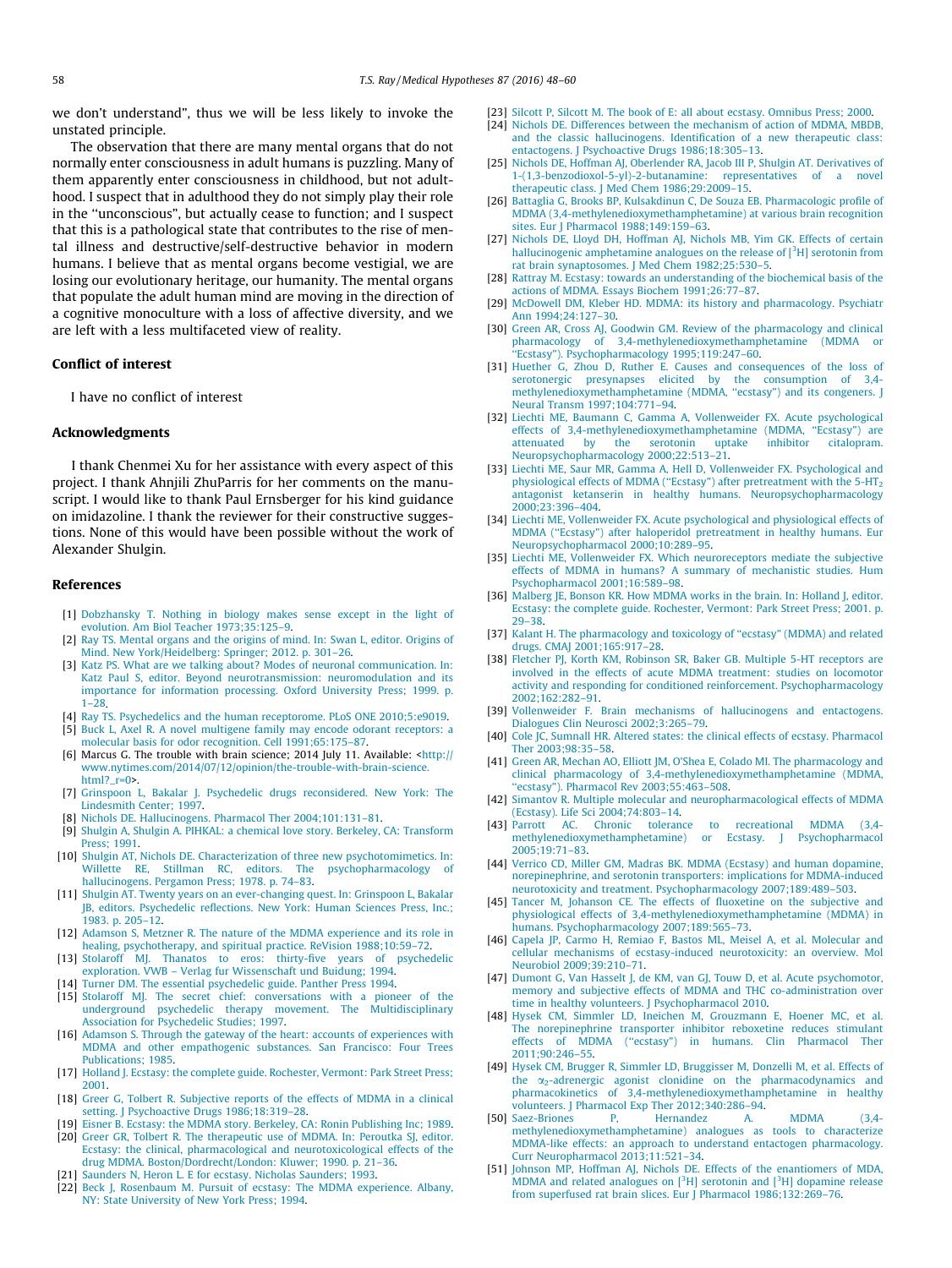we don't understand", thus we will be less likely to invoke the unstated principle.

The observation that there are many mental organs that do not normally enter consciousness in adult humans is puzzling. Many of them apparently enter consciousness in childhood, but not adulthood. I suspect that in adulthood they do not simply play their role in the "unconscious", but actually cease to function; and I suspect that this is a pathological state that contributes to the rise of mental illness and destructive/self-destructive behavior in modern humans. I believe that as mental organs become vestigial, we are losing our evolutionary heritage, our humanity. The mental organs that populate the adult human mind are moving in the direction of a cognitive monoculture with a loss of affective diversity, and we are left with a less multifaceted view of reality.

## Conflict of interest

I have no conflict of interest

## Acknowledgments

I thank Chenmei Xu for her assistance with every aspect of this project. I thank Ahnjili ZhuParris for her comments on the manuscript. I would like to thank Paul Ernsberger for his kind guidance on imidazoline. I thank the reviewer for their constructive suggestions. None of this would have been possible without the work of Alexander Shulgin.

## References

[1] Dobzhansky T. Nothing in biology makes sense except in the light of evolution. Am Biol Teacher 1973;35:125–9.

[2] Ray TS. Mental organs and the origins of mind. In: Swan L, editor. Origins of Mind. New York/Heidelberg: Springer; 2012. p. 301–26.

[3] Katz PS. What are we talking about? Modes of neuronal communication. In: Katz Paul S, editor. Beyond neurotransmission: neuromodulation and its importance for information processing. Oxford University Press; 1999. p. 1–28.

[4] Ray TS. Psychedelics and the human receptorome. PLoS ONE 2010;5:e9019.

[5] Buck L, Axel R. A novel multigene family may encode odorant receptors: a molecular basis for odor recognition. Cell 1991;65:175–87.

[6] Marcus G. The trouble with brain science; 2014 July 11. Available: <http://www.nytimes.com/2014/07/12/opinion/the-trouble-with-brain-science.html?_r=0>.

[7] Grinspoon L, Bakalar J. Psychedelic drugs reconsidered. New York: The Lindesmith Center; 1997.

[8] Nichols DE. Hallucinogens. Pharmacol Ther 2004;101:131–81.

[9] Shulgin A, Shulgin A. PIHKAL: a chemical love story. Berkeley, CA: Transform Press; 1991.

[10] Shulgin AT, Nichols DE. Characterization of three new psychotomimetics. In: Willette RE, Stillman RC, editors. The psychopharmacology of hallucinogens. Pergamon Press; 1978. p. 74–83.

[11] Shulgin AT. Twenty years on an ever-changing quest. In: Grinspoon L, Bakalar JB, editors. Psychedelic reflections. New York: Human Sciences Press, Inc.; 1983. p. 205–12.

[12] Adamson S, Metzner R. The nature of the MDMA experience and its role in healing, psychotherapy, and spiritual practice. ReVision 1988;10:59–72.

[13] Stolaroff MJ. Thanatos to eros: thirty-five years of psychedelic exploration. VWB – Verlag fur Wissenschaft und Buidung; 1994.

[14] Turner DM. The essential psychedelic guide. Panther Press 1994.

[15] Stolaroff MJ. The secret chief: conversations with a pioneer of the underground psychedelic therapy movement. The Multidisciplinary Association for Psychedelic Studies; 1997.

[16] Adamson S. Through the gateway of the heart: accounts of experiences with MDMA and other empathogenic substances. San Francisco: Four Trees Publications; 1985.

[17] Holland J. Ecstasy: the complete guide. Rochester, Vermont: Park Street Press; 2001.

[18] Greer G, Tolbert R. Subjective reports of the effects of MDMA in a clinical setting. J Psychoactive Drugs 1986;18:319–28.

[19] Eisner B. Ecstasy: the MDMA story. Berkeley, CA: Ronin Publishing Inc; 1989.

[20] Greer GR, Tolbert R. The therapeutic use of MDMA. In: Peroutka SJ, editor. Ecstasy: the clinical, pharmacological and neurotoxicological effects of the drug MDMA. Boston/Dordrecht/London: Kluwer; 1990. p. 21–36.

[21] Saunders N, Heron L. E for ecstasy. Nicholas Saunders; 1993.

[22] Beck J, Rosenbaum M. Pursuit of ecstasy: The MDMA experience. Albany, NY: State University of New York Press; 1994.

[23] Silcott P, Silcott M. The book of E: all about ecstasy. Omnibus Press; 2000.

[24] Nichols DE. Differences between the mechanism of action of MDMA, MBDB, and the classic hallucinogens. Identification of a new therapeutic class: entactogens. J Psychoactive Drugs 1986;18:305–13.

[25] Nichols DE, Hoffman AJ, Oberlender RA, Jacob III P, Shulgin AT. Derivatives of 1-(1,3-benzodioxol-5-yl)-2-butanamine: representatives of a novel therapeutic class. J Med Chem 1986;29:2009–15.

[26] Battaglia G, Brooks BP, Kulsakdinun C, De Souza EB. Pharmacologic profile of MDMA (3,4-methylenedioxymethamphetamine) at various brain recognition sites. Eur J Pharmacol 1988;149:159–63.

[27] Nichols DE, Lloyd DH, Hoffman AJ, Nichols MB, Yim GK. Effects of certain hallucinogenic amphetamine analogues on the release of [$^3$H] serotonin from rat brain synaptosomes. J Med Chem 1982;25:530–5.

[28] Rattray M. Ecstasy: towards an understanding of the biochemical basis of the actions of MDMA. Essays Biochem 1991;26:77–87.

[29] McDowell DM, Kleber HD. MDMA: its history and pharmacology. Psychiatr Ann 1994;24:127–30.

[30] Green AR, Cross AJ, Goodwin GM. Review of the pharmacology and clinical pharmacology of 3,4-methylenedioxymethamphetamine (MDMA or "Ecstasy"). Psychopharmacology 1995;119:247–60.

[31] Huether G, Zhou D, Ruther E. Causes and consequences of the loss of serotonergic presynapses elicited by the consumption of 3,4-methylenedioxymethamphetamine (MDMA, "ecstasy") and its congeners. J Neural Transm 1997;104:771–94.

[32] Liechti ME, Baumann C, Gamma A, Vollenweider FX. Acute psychological effects of 3,4-methylenedioxymethamphetamine (MDMA, "Ecstasy") are attenuated by the serotonin uptake inhibitor citalopram. Neuropsychopharmacology 2000;22:513–21.

[33] Liechti ME, Saur MR, Gamma A, Hell D, Vollenweider FX. Psychological and physiological effects of MDMA ("Ecstasy") after pretreatment with the 5-HT$_2$ antagonist ketanserin in healthy humans. Neuropsychopharmacology 2000;23:396–404.

[34] Liechti ME, Vollenweider FX. Acute psychological and physiological effects of MDMA ("Ecstasy") after haloperidol pretreatment in healthy humans. Eur Neuropsychopharmacol 2000;10:289–95.

[35] Liechti ME, Vollenweider FX. Which neuroreceptors mediate the subjective effects of MDMA in humans? A summary of mechanistic studies. Hum Psychopharmacol 2001;16:589–98.

[36] Malberg JE, Bonson KR. How MDMA works in the brain. In: Holland J, editor. Ecstasy: the complete guide. Rochester, Vermont: Park Street Press; 2001. p. 29–38.

[37] Kalant H. The pharmacology and toxicology of "ecstasy" (MDMA) and related drugs. CMAJ 2001;165:917–28.

[38] Fletcher PJ, Korth KM, Robinson SR, Baker GB. Multiple 5-HT receptors are involved in the effects of acute MDMA treatment: studies on locomotor activity and responding for conditioned reinforcement. Psychopharmacology 2002;162:282–91.

[39] Vollenweider F. Brain mechanisms of hallucinogens and entactogens. Dialogues Clin Neurosci 2002;3:265–79.

[40] Cole JC, Sumnall HR. Altered states: the clinical effects of ecstasy. Pharmacol Ther 2003;98:35–58.

[41] Green AR, Mechan AO, Elliott JM, O'Shea E, Colado MI. The pharmacology and clinical pharmacology of 3,4-methylenedioxymethamphetamine (MDMA, "ecstasy"). Pharmacol Rev 2003;55:463–508.

[42] Simantov R. Multiple molecular and neuropharmacological effects of MDMA (Ecstasy). Life Sci 2004;74:803–14.

[43] Parrott AC. Chronic tolerance to recreational MDMA (3,4-methylenedioxymethamphetamine) or Ecstasy. J Psychopharmacol 2005;19:71–83.

[44] Verrico CD, Miller GM, Madras BK. MDMA (Ecstasy) and human dopamine, norepinephrine, and serotonin transporters: implications for MDMA-induced neurotoxicity and treatment. Psychopharmacology 2007;189:489–503.

[45] Tancer M, Johanson CE. The effects of fluoxetine on the subjective and physiological effects of 3,4-methylenedioxymethamphetamine (MDMA) in humans. Psychopharmacology 2007;189:565–73.

[46] Capela JP, Carmo H, Remiao F, Bastos ML, Meisel A, et al. Molecular and cellular mechanisms of ecstasy-induced neurotoxicity: an overview. Mol Neurobiol 2009;39:210–71.

[47] Dumont G, Van Hasselt J, de KM, van GJ, Touw D, et al. Acute psychomotor, memory and subjective effects of MDMA and THC co-administration over time in healthy volunteers. J Psychopharmacol 2010.

[48] Hysek CM, Simmler LD, Ineichen M, Grouzmann E, Hoener MC, et al. The norepinephrine transporter inhibitor reboxetine reduces stimulant effects of MDMA ("ecstasy") in humans. Clin Pharmacol Ther 2011;90:246–55.

[49] Hysek CM, Brugger R, Simmler LD, Bruggisser M, Donzelli M, et al. Effects of the $\alpha_2$-adrenergic agonist clonidine on the pharmacodynamics and pharmacokinetics of 3,4-methylenedioxymethamphetamine in healthy volunteers. J Pharmacol Exp Ther 2012;340:286–94.

[50] Saez-Briones P, Hernandez A. MDMA (3,4-methylenedioxymethamphetamine) analogues as tools to characterize MDMA-like effects: an approach to understand entactogen pharmacology. Curr Neuropharmacol 2013;11:521–34.

[51] Johnson MP, Hoffman AJ, Nichols DE. Effects of the enantiomers of MDA, MDMA and related analogues on [$^3$H] serotonin and [$^3$H] dopamine release from superfused rat brain slices. Eur J Pharmacol 1986;132:269–76.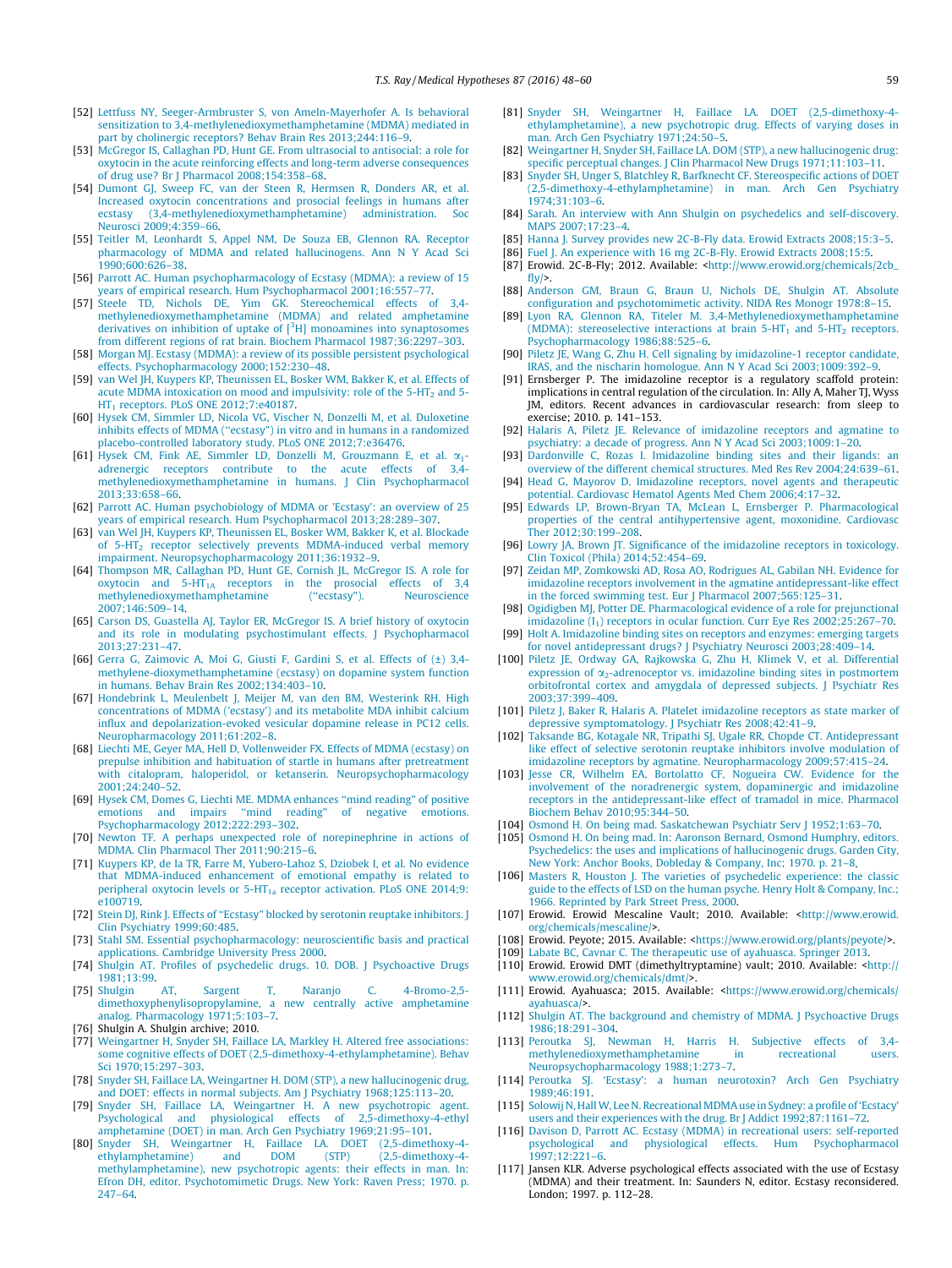[52] Lettfuss NY, Seeger-Armbruster S, von Ameln-Mayerhofer A. Is behavioral sensitization to 3,4-methylenedioxymethamphetamine (MDMA) mediated in part by cholinergic receptors? Behav Brain Res 2013;244:116–9.

[53] McGregor IS, Callaghan PD, Hunt GE. From ultrasocial to antisocial: a role for oxytocin in the acute reinforcing effects and long-term adverse consequences of drug use? Br J Pharmacol 2008;154:358–68.

[54] Dumont GJ, Sweep FC, van der Steen R, Hermsen R, Donders AR, et al. Increased oxytocin concentrations and prosocial feelings in humans after ecstasy (3,4-methylenedioxymethamphetamine) administration. Soc Neurosci 2009;4:359–66.

[55] Teitler M, Leonhardt S, Appel NM, De Souza EB, Glennon RA. Receptor pharmacology of MDMA and related hallucinogens. Ann N Y Acad Sci 1990;600:626–38.

[56] Parrott AC. Human psychopharmacology of Ecstasy (MDMA): a review of 15 years of empirical research. Hum Psychopharmacol 2001;16:557–77.

[57] Steele TD, Nichols DE, Yim GK. Stereochemical effects of 3,4-methylenedioxymethamphetamine (MDMA) and related amphetamine derivatives on inhibition of uptake of [$^{3}$H] monoamines into synaptosomes from different regions of rat brain. Biochem Pharmacol 1987;36:2297–303.

[58] Morgan MJ. Ecstasy (MDMA): a review of its possible persistent psychological effects. Psychopharmacology 2000;152:230–48.

[59] van Wel JH, Kuypers KP, Theunissen EL, Bosker WM, Bakker K, et al. Effects of acute MDMA intoxication on mood and impulsivity: role of the 5-$HT_2$ and 5-$HT_1$ receptors. PLoS ONE 2012;7:e40187.

[60] Hysek CM, Simmler LD, Nicola VG, Vischer N, Donzelli M, et al. Duloxetine inhibits effects of MDMA ("ecstasy") in vitro and in humans in a randomized placebo-controlled laboratory study. PLoS ONE 2012;7:e36476.

[61] Hysek CM, Fink AE, Simmler LD, Donzelli M, Grouzmann E, et al. $\alpha_1$-adrenergic receptors contribute to the acute effects of 3,4-methylenedioxymethamphetamine in humans. J Clin Psychopharmacol 2013;33:658–66.

[62] Parrott AC. Human psychobiology of MDMA or 'Ecstasy': an overview of 25 years of empirical research. Hum Psychopharmacol 2013;28:289–307.

[63] van Wel JH, Kuypers KP, Theunissen EL, Bosker WM, Bakker K, et al. Blockade of 5-$HT_2$ receptor selectively prevents MDMA-induced verbal memory impairment. Neuropsychopharmacology 2011;36:1932–9.

[64] Thompson MR, Callaghan PD, Hunt GE, Cornish JL, McGregor IS. A role for oxytocin and 5-$HT_{1A}$ receptors in the prosocial effects of 3,4 methylenedioxymethamphetamine ("ecstasy"). Neuroscience 2007;146:509–14.

[65] Carson DS, Guastella AJ, Taylor ER, McGregor IS. A brief history of oxytocin and its role in modulating psychostimulant effects. J Psychopharmacol 2013;27:231–47.

[66] Gerra G, Zaimovic A, Moi G, Giusti F, Gardini S, et al. Effects of (±) 3,4-methylene-dioxymethamphetamine (ecstasy) on dopamine system function in humans. Behav Brain Res 2002;134:403–10.

[67] Hondebrink L, Meulenbelt J, Meijer M, van den BM, Westerink RH. High concentrations of MDMA ('ecstasy') and its metabolite MDA inhibit calcium influx and depolarization-evoked vesicular dopamine release in PC12 cells. Neuropharmacology 2011;61:202–8.

[68] Liechti ME, Geyer MA, Hell D, Vollenweider FX. Effects of MDMA (ecstasy) on prepulse inhibition and habituation of startle in humans after pretreatment with citalopram, haloperidol, or ketanserin. Neuropsychopharmacology 2001;24:240–52.

[69] Hysek CM, Domes G, Liechti ME. MDMA enhances "mind reading" of positive emotions and impairs "mind reading" of negative emotions. Psychopharmacology 2012;222:293–302.

[70] Newton TF. A perhaps unexpected role of norepinephrine in actions of MDMA. Clin Pharmacol Ther 2011;90:215–6.

[71] Kuypers KP, de la TR, Farre M, Yubero-Lahoz S, Dziobek I, et al. No evidence that MDMA-induced enhancement of emotional empathy is related to peripheral oxytocin levels or 5-$HT_{1a}$ receptor activation. PLoS ONE 2014;9:e100719.

[72] Stein DJ, Rink J. Effects of "Ecstasy" blocked by serotonin reuptake inhibitors. J Clin Psychiatry 1999;60:485.

[73] Stahl SM. Essential psychopharmacology: neuroscientific basis and practical applications. Cambridge University Press 2000.

[74] Shulgin AT. Profiles of psychedelic drugs. 10. DOB. J Psychoactive Drugs 1981;13:99.

[75] Shulgin AT, Sargent T, Naranjo C. 4-Bromo-2,5-dimethoxyphenylisopropylamine, a new centrally active amphetamine analog. Pharmacology 1971;5:103–7.

[76] Shulgin A. Shulgin archive; 2010.

[77] Weingartner H, Snyder SH, Faillace LA, Markley H. Altered free associations: some cognitive effects of DOET (2,5-dimethoxy-4-ethylamphetamine). Behav Sci 1970;15:297–303.

[78] Snyder SH, Faillace LA, Weingartner H. DOM (STP), a new hallucinogenic drug, and DOET: effects in normal subjects. Am J Psychiatry 1968;125:113–20.

[79] Snyder SH, Faillace LA, Weingartner H. A new psychotropic agent. Psychological and physiological effects of 2,5-dimethoxy-4-ethyl amphetamine (DOET) in man. Arch Gen Psychiatry 1969;21:95–101.

[80] Snyder SH, Weingartner H, Faillace LA. DOET (2,5-dimethoxy-4-ethylamphetamine) and DOM (STP) (2,5-dimethoxy-4-methylamphetamine), new psychotropic agents: their effects in man. In: Efron DH, editor. Psychotomimetic Drugs. New York: Raven Press; 1970. p. 247–64.

[81] Snyder SH, Weingartner H, Faillace LA. DOET (2,5-dimethoxy-4-ethylamphetamine), a new psychotropic drug. Effects of varying doses in man. Arch Gen Psychiatry 1971;24:50–5.

[82] Weingartner H, Snyder SH, Faillace LA. DOM (STP), a new hallucinogenic drug: specific perceptual changes. J Clin Pharmacol New Drugs 1971;11:103–11.

[83] Snyder SH, Unger S, Blatchley R, Barfknecht CF. Stereospecific actions of DOET (2,5-dimethoxy-4-ethylamphetamine) in man. Arch Gen Psychiatry 1974;31:103–6.

[84] Sarah. An interview with Ann Shulgin on psychedelics and self-discovery. MAPS 2007;17:23–4.

[85] Hanna J. Survey provides new 2C-B-Fly data. Erowid Extracts 2008;15:3–5.

[86] Fuel J. An experience with 16 mg 2C-B-Fly. Erowid Extracts 2008;15:5.

[87] Erowid. 2C-B-Fly; 2012. Available: <http://www.erowid.org/chemicals/2cb_fly/>.

[88] Anderson GM, Braun G, Braun U, Nichols DE, Shulgin AT. Absolute configuration and psychotomimetic activity. NIDA Res Monogr 1978:8–15.

[89] Lyon RA, Glennon RA, Titeler M. 3,4-Methylenedioxymethamphetamine (MDMA): stereoselective interactions at brain 5-$HT_1$ and 5-$HT_2$ receptors. Psychopharmacology 1986;88:525–6.

[90] Piletz JE, Wang G, Zhu H. Cell signaling by imidazoline-1 receptor candidate, IRAS, and the nischarin homologue. Ann N Y Acad Sci 2003;1009:392–9.

[91] Ernsberger P. The imidazoline receptor is a regulatory scaffold protein: implications in central regulation of the circulation. In: Ally A, Maher TJ, Wyss JM, editors. Recent advances in cardiovascular research: from sleep to exercise; 2010. p. 141–153.

[92] Halaris A, Piletz JE. Relevance of imidazoline receptors and agmatine to psychiatry: a decade of progress. Ann N Y Acad Sci 2003;1009:1–20.

[93] Dardonville C, Rozas I. Imidazoline binding sites and their ligands: an overview of the different chemical structures. Med Res Rev 2004;24:639–61.

[94] Head G, Mayorov D. Imidazoline receptors, novel agents and therapeutic potential. Cardiovasc Hematol Agents Med Chem 2006;4:17–32.

[95] Edwards LP, Brown-Bryan TA, McLean L, Ernsberger P. Pharmacological properties of the central antihypertensive agent, moxonidine. Cardiovasc Ther 2012;30:199–208.

[96] Lowry JA, Brown JT. Significance of the imidazoline receptors in toxicology. Clin Toxicol (Phila) 2014;52:454–69.

[97] Zeidan MP, Zomkowski AD, Rosa AO, Rodrigues AL, Gabilan NH. Evidence for imidazoline receptors involvement in the agmatine antidepressant-like effect in the forced swimming test. Eur J Pharmacol 2007;565:125–31.

[98] Ogidigben MJ, Potter DE. Pharmacological evidence of a role for prejunctional imidazoline ($I_1$) receptors in ocular function. Curr Eye Res 2002;25:267–70.

[99] Holt A. Imidazoline binding sites on receptors and enzymes: emerging targets for novel antidepressant drugs? J Psychiatry Neurosci 2003;28:409–14.

[100] Piletz JE, Ordway GA, Rajkowska G, Zhu H, Klimek V, et al. Differential expression of $\alpha_2$-adrenoceptor vs. imidazoline binding sites in postmortem orbitofrontal cortex and amygdala of depressed subjects. J Psychiatr Res 2003;37:399–409.

[101] Piletz J, Baker R, Halaris A. Platelet imidazoline receptors as state marker of depressive symptomatology. J Psychiatr Res 2008;42:41–9.

[102] Taksande BG, Kotagale NR, Tripathi SJ, Ugale RR, Chopde CT. Antidepressant like effect of selective serotonin reuptake inhibitors involve modulation of imidazoline receptors by agmatine. Neuropharmacology 2009;57:415–24.

[103] Jesse CR, Wilhelm EA, Bortolatto CF, Nogueira CW. Evidence for the involvement of the noradrenergic system, dopaminergic and imidazoline receptors in the antidepressant-like effect of tramadol in mice. Pharmacol Biochem Behav 2010;95:344–50.

[104] Osmond H. On being mad. Saskatchewan Psychiatr Serv J 1952;1:63–70.

[105] Osmond H. On being mad. In: Aaronson Bernard, Osmond Humphry, editors. Psychedelics: the uses and implications of hallucinogenic drugs. Garden City, New York: Anchor Books, Dobleday & Company, Inc; 1970. p. 21–8.

[106] Masters R, Houston J. The varieties of psychedelic experience: the classic guide to the effects of LSD on the human psyche. Henry Holt & Company, Inc.; 1966. Reprinted by Park Street Press, 2000.

[107] Erowid. Erowid Mescaline Vault; 2010. Available: <http://www.erowid.org/chemicals/mescaline/>.

[108] Erowid. Peyote; 2015. Available: <https://www.erowid.org/plants/peyote/>.

[109] Labate BC, Cavnar C. The therapeutic use of ayahuasca. Springer 2013.

[110] Erowid. Erowid DMT (dimethyltryptamine) vault; 2010. Available: <http://www.erowid.org/chemicals/dmt/>.

[111] Erowid. Ayahuasca; 2015. Available: <https://www.erowid.org/chemicals/ayahuasca/>.

[112] Shulgin AT. The background and chemistry of MDMA. J Psychoactive Drugs 1986;18:291–304.

[113] Peroutka SJ, Newman H, Harris H. Subjective effects of 3,4-methylenedioxymethamphetamine in recreational users. Neuropsychopharmacology 1988;1:273–7.

[114] Peroutka SJ. 'Ecstasy': a human neurotoxin? Arch Gen Psychiatry 1989;46:191.

[115] Solowij N, Hall W, Lee N. Recreational MDMA use in Sydney: a profile of 'Ecstacy' users and their experiences with the drug. Br J Addict 1992;87:1161–72.

[116] Davison D, Parrott AC. Ecstasy (MDMA) in recreational users: self-reported psychological and physiological effects. Hum Psychopharmacol 1997;12:221–6.

[117] Jansen KLR. Adverse psychological effects associated with the use of Ecstasy (MDMA) and their treatment. In: Saunders N, editor. Ecstasy reconsidered. London; 1997. p. 112–28.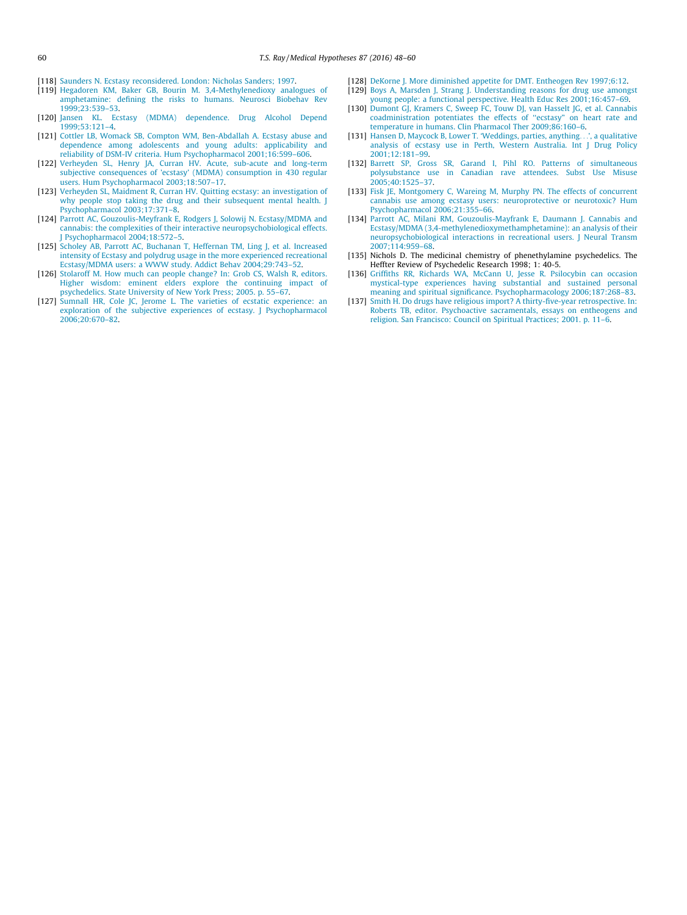[118] Saunders N. Ecstasy reconsidered. London: Nicholas Sanders; 1997.

[119] Hegadoren KM, Baker GB, Bourin M. 3,4-Methylenedioxy analogues of amphetamine: defining the risks to humans. Neurosci Biobehav Rev 1999;23:539–53.

[120] Jansen KL. Ecstasy (MDMA) dependence. Drug Alcohol Depend 1999;53:121–4.

[121] Cottler LB, Womack SB, Compton WM, Ben-Abdallah A. Ecstasy abuse and dependence among adolescents and young adults: applicability and reliability of DSM-IV criteria. Hum Psychopharmacol 2001;16:599–606.

[122] Verheyden SL, Henry JA, Curran HV. Acute, sub-acute and long-term subjective consequences of 'ecstasy' (MDMA) consumption in 430 regular users. Hum Psychopharmacol 2003;18:507–17.

[123] Verheyden SL, Maidment R, Curran HV. Quitting ecstasy: an investigation of why people stop taking the drug and their subsequent mental health. J Psychopharmacol 2003;17:371–8.

[124] Parrott AC, Gouzoulis-Meyfrank E, Rodgers J, Solowij N. Ecstasy/MDMA and cannabis: the complexities of their interactive neuropsychobiological effects. J Psychopharmacol 2004;18:572–5.

[125] Scholey AB, Parrott AC, Buchanan T, Heffernan TM, Ling J, et al. Increased intensity of Ecstasy and polydrug usage in the more experienced recreational Ecstasy/MDMA users: a WWW study. Addict Behav 2004;29:743–52.

[126] Stolaroff M. How much can people change? In: Grob CS, Walsh R, editors. Higher wisdom: eminent elders explore the continuing impact of psychedelics. State University of New York Press; 2005. p. 55–67.

[127] Sumnall HR, Cole JC, Jerome L. The varieties of ecstatic experience: an exploration of the subjective experiences of ecstasy. J Psychopharmacol 2006;20:670–82.

[128] DeKorne J. More diminished appetite for DMT. Entheogen Rev 1997;6:12.

[129] Boys A, Marsden J, Strang J. Understanding reasons for drug use amongst young people: a functional perspective. Health Educ Res 2001;16:457–69.

[130] Dumont GJ, Kramers C, Sweep FC, Touw DJ, van Hasselt JG, et al. Cannabis coadministration potentiates the effects of "ecstasy" on heart rate and temperature in humans. Clin Pharmacol Ther 2009;86:160–6.

[131] Hansen D, Maycock B, Lower T. 'Weddings, parties, anything…', a qualitative analysis of ecstasy use in Perth, Western Australia. Int J Drug Policy 2001;12:181–99.

[132] Barrett SP, Gross SR, Garand I, Pihl RO. Patterns of simultaneous polysubstance use in Canadian rave attendees. Subst Use Misuse 2005;40:1525–37.

[133] Fisk JE, Montgomery C, Wareing M, Murphy PN. The effects of concurrent cannabis use among ecstasy users: neuroprotective or neurotoxic? Hum Psychopharmacol 2006;21:355–66.

[134] Parrott AC, Milani RM, Gouzoulis-Mayfrank E, Daumann J. Cannabis and Ecstasy/MDMA (3,4-methylenedioxymethamphetamine): an analysis of their neuropsychobiological interactions in recreational users. J Neural Transm 2007;114:959–68.

[135] Nichols D. The medicinal chemistry of phenethylamine psychedelics. The Heffter Review of Psychedelic Research 1998; 1: 40-5.

[136] Griffiths RR, Richards WA, McCann U, Jesse R. Psilocybin can occasion mystical-type experiences having substantial and sustained personal meaning and spiritual significance. Psychopharmacology 2006;187:268–83.

[137] Smith H. Do drugs have religious import? A thirty-five-year retrospective. In: Roberts TB, editor. Psychoactive sacramentals, essays on entheogens and religion. San Francisco: Council on Spiritual Practices; 2001. p. 11–6.